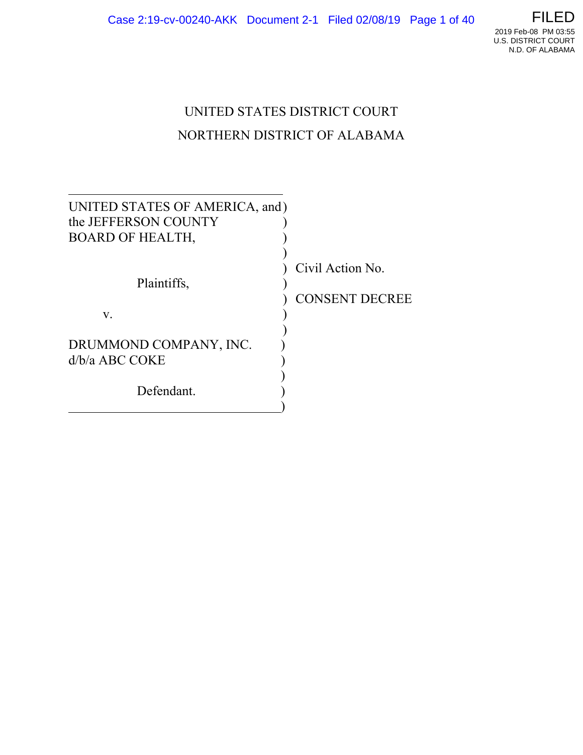UNITED STATES DISTRICT COURT
NORTHERN DISTRICT OF ALABAMA

| | |
|---|---|
| UNITED STATES OF AMERICA, and the JEFFERSON COUNTY BOARD OF HEALTH, | |
| Plaintiffs, | Civil Action No. |
| v. | CONSENT DECREE |
| DRUMMOND COMPANY, INC. d/b/a ABC COKE | |
| Defendant. | |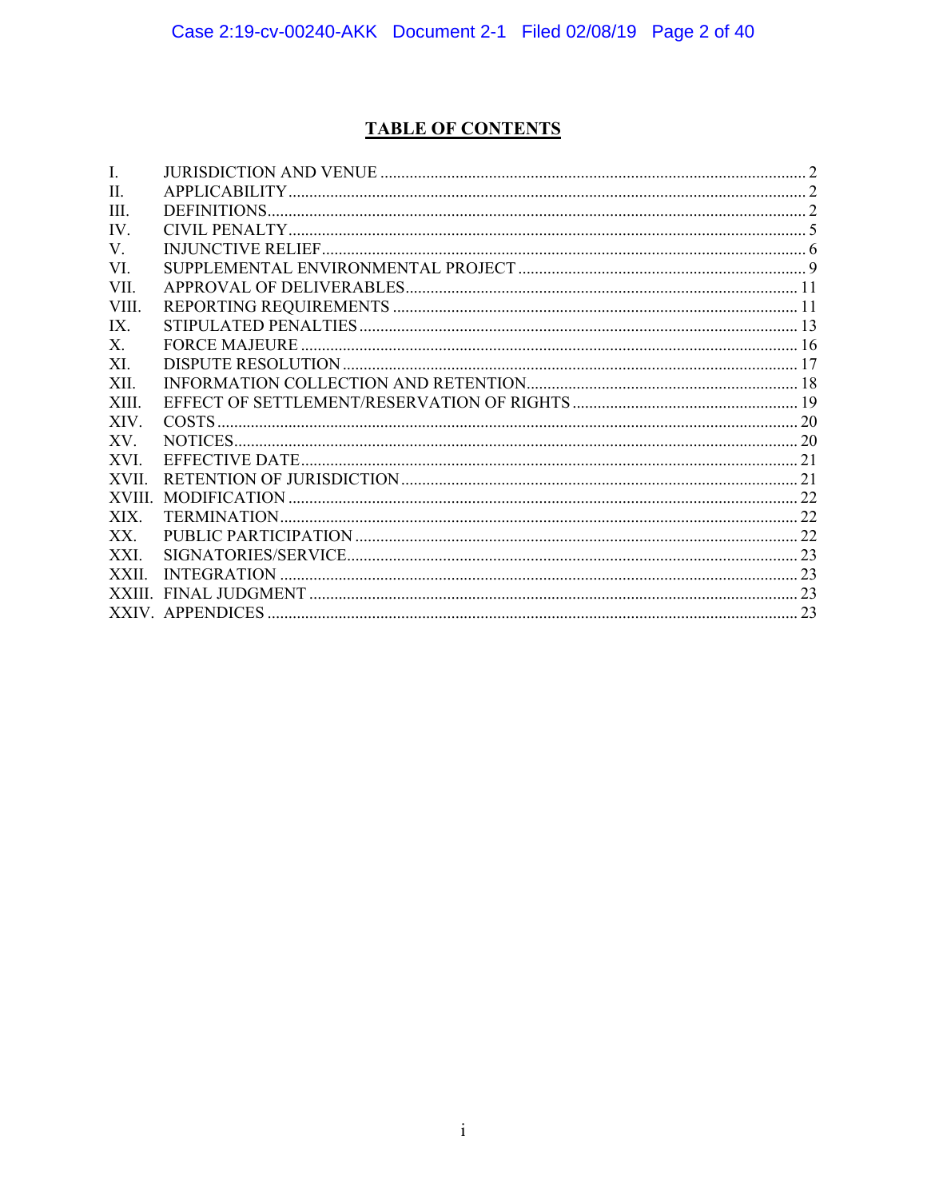# TABLE OF CONTENTS

| | | |
|---|---|---|
| I. | JURISDICTION AND VENUE | 2 |
| II. | APPLICABILITY | 2 |
| III. | DEFINITIONS | 2 |
| IV. | CIVIL PENALTY | 5 |
| V. | INJUNCTIVE RELIEF | 6 |
| VI. | SUPPLEMENTAL ENVIRONMENTAL PROJECT | 9 |
| VII. | APPROVAL OF DELIVERABLES | 11 |
| VIII. | REPORTING REQUIREMENTS | 11 |
| IX. | STIPULATED PENALTIES | 13 |
| X. | FORCE MAJEURE | 16 |
| XI. | DISPUTE RESOLUTION | 17 |
| XII. | INFORMATION COLLECTION AND RETENTION | 18 |
| XIII. | EFFECT OF SETTLEMENT/RESERVATION OF RIGHTS | 19 |
| XIV. | COSTS | 20 |
| XV. | NOTICES | 20 |
| XVI. | EFFECTIVE DATE | 21 |
| XVII. | RETENTION OF JURISDICTION | 21 |
| XVIII. | MODIFICATION | 22 |
| XIX. | TERMINATION | 22 |
| XX. | PUBLIC PARTICIPATION | 22 |
| XXI. | SIGNATORIES/SERVICE | 23 |
| XXII. | INTEGRATION | 23 |
| XXIII. | FINAL JUDGMENT | 23 |
| XXIV. | APPENDICES | 23 |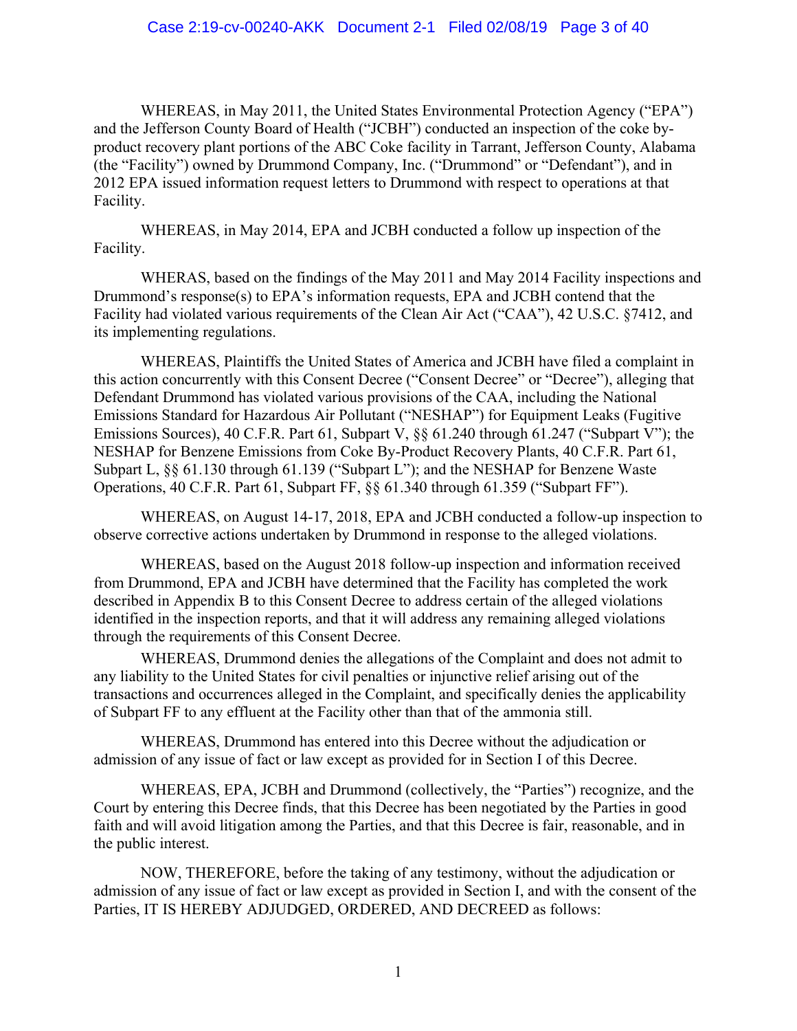WHEREAS, in May 2011, the United States Environmental Protection Agency ("EPA") and the Jefferson County Board of Health ("JCBH") conducted an inspection of the coke by-product recovery plant portions of the ABC Coke facility in Tarrant, Jefferson County, Alabama (the "Facility") owned by Drummond Company, Inc. ("Drummond" or "Defendant"), and in 2012 EPA issued information request letters to Drummond with respect to operations at that Facility.

WHEREAS, in May 2014, EPA and JCBH conducted a follow up inspection of the Facility.

WHERAS, based on the findings of the May 2011 and May 2014 Facility inspections and Drummond's response(s) to EPA's information requests, EPA and JCBH contend that the Facility had violated various requirements of the Clean Air Act ("CAA"), 42 U.S.C. §7412, and its implementing regulations.

WHEREAS, Plaintiffs the United States of America and JCBH have filed a complaint in this action concurrently with this Consent Decree ("Consent Decree" or "Decree"), alleging that Defendant Drummond has violated various provisions of the CAA, including the National Emissions Standard for Hazardous Air Pollutant ("NESHAP") for Equipment Leaks (Fugitive Emissions Sources), 40 C.F.R. Part 61, Subpart V, §§ 61.240 through 61.247 ("Subpart V"); the NESHAP for Benzene Emissions from Coke By-Product Recovery Plants, 40 C.F.R. Part 61, Subpart L, §§ 61.130 through 61.139 ("Subpart L"); and the NESHAP for Benzene Waste Operations, 40 C.F.R. Part 61, Subpart FF, §§ 61.340 through 61.359 ("Subpart FF").

WHEREAS, on August 14-17, 2018, EPA and JCBH conducted a follow-up inspection to observe corrective actions undertaken by Drummond in response to the alleged violations.

WHEREAS, based on the August 2018 follow-up inspection and information received from Drummond, EPA and JCBH have determined that the Facility has completed the work described in Appendix B to this Consent Decree to address certain of the alleged violations identified in the inspection reports, and that it will address any remaining alleged violations through the requirements of this Consent Decree.

WHEREAS, Drummond denies the allegations of the Complaint and does not admit to any liability to the United States for civil penalties or injunctive relief arising out of the transactions and occurrences alleged in the Complaint, and specifically denies the applicability of Subpart FF to any effluent at the Facility other than that of the ammonia still.

WHEREAS, Drummond has entered into this Decree without the adjudication or admission of any issue of fact or law except as provided for in Section I of this Decree.

WHEREAS, EPA, JCBH and Drummond (collectively, the "Parties") recognize, and the Court by entering this Decree finds, that this Decree has been negotiated by the Parties in good faith and will avoid litigation among the Parties, and that this Decree is fair, reasonable, and in the public interest.

NOW, THEREFORE, before the taking of any testimony, without the adjudication or admission of any issue of fact or law except as provided in Section I, and with the consent of the Parties, IT IS HEREBY ADJUDGED, ORDERED, AND DECREED as follows: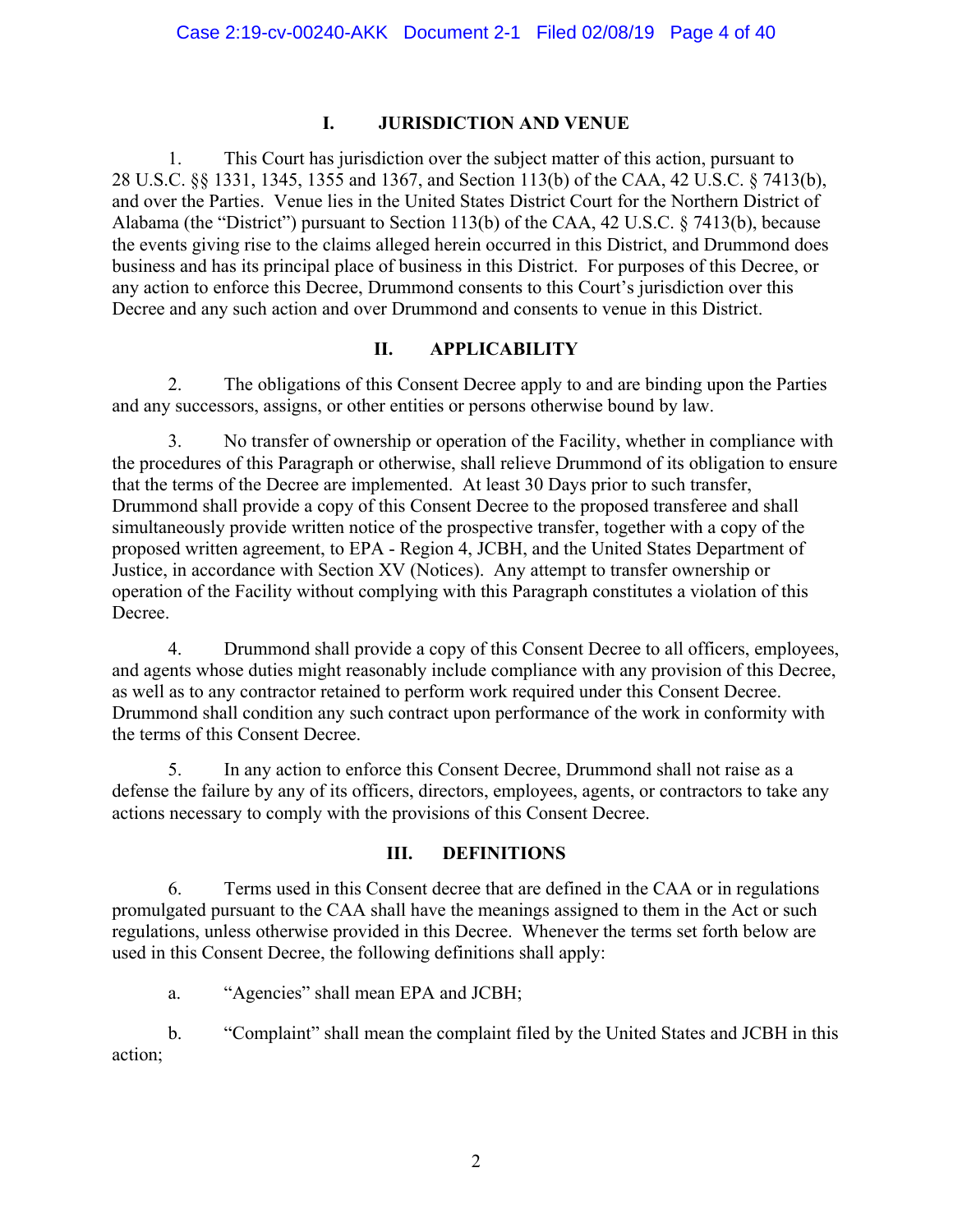## I. JURISDICTION AND VENUE

1. This Court has jurisdiction over the subject matter of this action, pursuant to 28 U.S.C. §§ 1331, 1345, 1355 and 1367, and Section 113(b) of the CAA, 42 U.S.C. § 7413(b), and over the Parties. Venue lies in the United States District Court for the Northern District of Alabama (the "District") pursuant to Section 113(b) of the CAA, 42 U.S.C. § 7413(b), because the events giving rise to the claims alleged herein occurred in this District, and Drummond does business and has its principal place of business in this District. For purposes of this Decree, or any action to enforce this Decree, Drummond consents to this Court's jurisdiction over this Decree and any such action and over Drummond and consents to venue in this District.

## II. APPLICABILITY

2. The obligations of this Consent Decree apply to and are binding upon the Parties and any successors, assigns, or other entities or persons otherwise bound by law.

3. No transfer of ownership or operation of the Facility, whether in compliance with the procedures of this Paragraph or otherwise, shall relieve Drummond of its obligation to ensure that the terms of the Decree are implemented. At least 30 Days prior to such transfer, Drummond shall provide a copy of this Consent Decree to the proposed transferee and shall simultaneously provide written notice of the prospective transfer, together with a copy of the proposed written agreement, to EPA - Region 4, JCBH, and the United States Department of Justice, in accordance with Section XV (Notices). Any attempt to transfer ownership or operation of the Facility without complying with this Paragraph constitutes a violation of this Decree.

4. Drummond shall provide a copy of this Consent Decree to all officers, employees, and agents whose duties might reasonably include compliance with any provision of this Decree, as well as to any contractor retained to perform work required under this Consent Decree. Drummond shall condition any such contract upon performance of the work in conformity with the terms of this Consent Decree.

5. In any action to enforce this Consent Decree, Drummond shall not raise as a defense the failure by any of its officers, directors, employees, agents, or contractors to take any actions necessary to comply with the provisions of this Consent Decree.

## III. DEFINITIONS

6. Terms used in this Consent decree that are defined in the CAA or in regulations promulgated pursuant to the CAA shall have the meanings assigned to them in the Act or such regulations, unless otherwise provided in this Decree. Whenever the terms set forth below are used in this Consent Decree, the following definitions shall apply:

a. "Agencies" shall mean EPA and JCBH;

b. "Complaint" shall mean the complaint filed by the United States and JCBH in this action;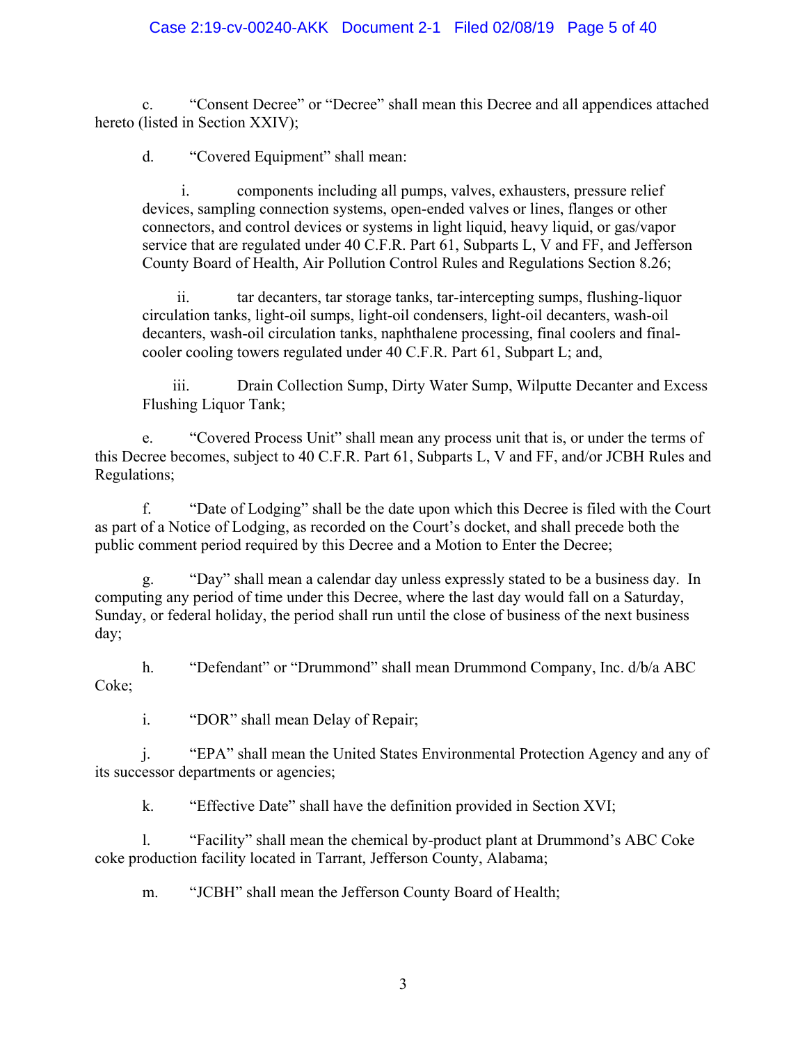c. "Consent Decree" or "Decree" shall mean this Decree and all appendices attached hereto (listed in Section XXIV);

d. "Covered Equipment" shall mean:

i. components including all pumps, valves, exhausters, pressure relief devices, sampling connection systems, open-ended valves or lines, flanges or other connectors, and control devices or systems in light liquid, heavy liquid, or gas/vapor service that are regulated under 40 C.F.R. Part 61, Subparts L, V and FF, and Jefferson County Board of Health, Air Pollution Control Rules and Regulations Section 8.26;

ii. tar decanters, tar storage tanks, tar-intercepting sumps, flushing-liquor circulation tanks, light-oil sumps, light-oil condensers, light-oil decanters, wash-oil decanters, wash-oil circulation tanks, naphthalene processing, final coolers and final-cooler cooling towers regulated under 40 C.F.R. Part 61, Subpart L; and,

iii. Drain Collection Sump, Dirty Water Sump, Wilputte Decanter and Excess Flushing Liquor Tank;

e. "Covered Process Unit" shall mean any process unit that is, or under the terms of this Decree becomes, subject to 40 C.F.R. Part 61, Subparts L, V and FF, and/or JCBH Rules and Regulations;

f. "Date of Lodging" shall be the date upon which this Decree is filed with the Court as part of a Notice of Lodging, as recorded on the Court's docket, and shall precede both the public comment period required by this Decree and a Motion to Enter the Decree;

g. "Day" shall mean a calendar day unless expressly stated to be a business day. In computing any period of time under this Decree, where the last day would fall on a Saturday, Sunday, or federal holiday, the period shall run until the close of business of the next business day;

h. "Defendant" or "Drummond" shall mean Drummond Company, Inc. d/b/a ABC Coke;

i. "DOR" shall mean Delay of Repair;

j. "EPA" shall mean the United States Environmental Protection Agency and any of its successor departments or agencies;

k. "Effective Date" shall have the definition provided in Section XVI;

l. "Facility" shall mean the chemical by-product plant at Drummond's ABC Coke coke production facility located in Tarrant, Jefferson County, Alabama;

m. "JCBH" shall mean the Jefferson County Board of Health;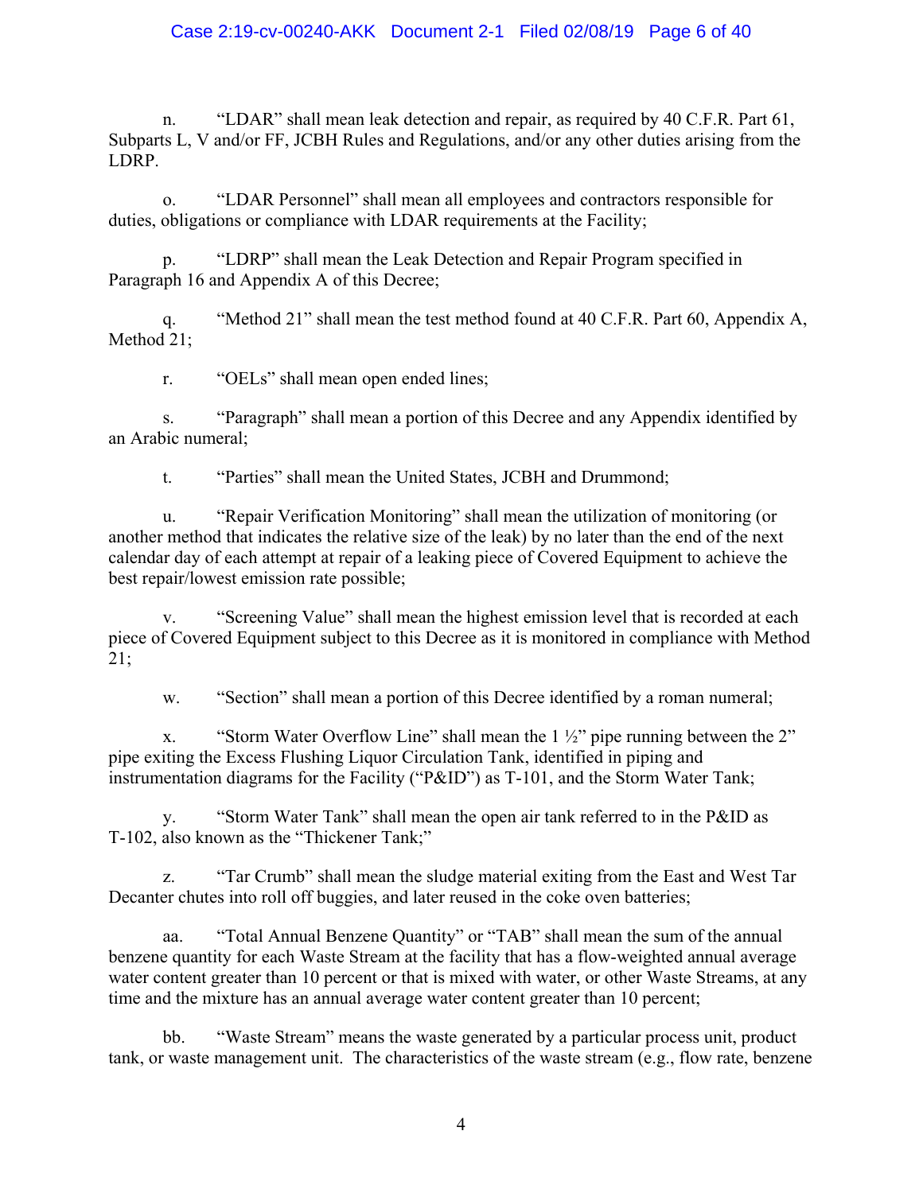n. “LDAR” shall mean leak detection and repair, as required by 40 C.F.R. Part 61, Subparts L, V and/or FF, JCBH Rules and Regulations, and/or any other duties arising from the LDRP.

o. “LDAR Personnel” shall mean all employees and contractors responsible for duties, obligations or compliance with LDAR requirements at the Facility;

p. “LDRP” shall mean the Leak Detection and Repair Program specified in Paragraph 16 and Appendix A of this Decree;

q. “Method 21” shall mean the test method found at 40 C.F.R. Part 60, Appendix A, Method 21;

r. “OELs” shall mean open ended lines;

s. “Paragraph” shall mean a portion of this Decree and any Appendix identified by an Arabic numeral;

t. “Parties” shall mean the United States, JCBH and Drummond;

u. “Repair Verification Monitoring” shall mean the utilization of monitoring (or another method that indicates the relative size of the leak) by no later than the end of the next calendar day of each attempt at repair of a leaking piece of Covered Equipment to achieve the best repair/lowest emission rate possible;

v. “Screening Value” shall mean the highest emission level that is recorded at each piece of Covered Equipment subject to this Decree as it is monitored in compliance with Method 21;

w. “Section” shall mean a portion of this Decree identified by a roman numeral;

x. “Storm Water Overflow Line” shall mean the 1 ½” pipe running between the 2” pipe exiting the Excess Flushing Liquor Circulation Tank, identified in piping and instrumentation diagrams for the Facility (“P&ID”) as T-101, and the Storm Water Tank;

y. “Storm Water Tank” shall mean the open air tank referred to in the P&ID as T-102, also known as the “Thickener Tank;”

z. “Tar Crumb” shall mean the sludge material exiting from the East and West Tar Decanter chutes into roll off buggies, and later reused in the coke oven batteries;

aa. “Total Annual Benzene Quantity” or “TAB” shall mean the sum of the annual benzene quantity for each Waste Stream at the facility that has a flow-weighted annual average water content greater than 10 percent or that is mixed with water, or other Waste Streams, at any time and the mixture has an annual average water content greater than 10 percent;

bb. “Waste Stream” means the waste generated by a particular process unit, product tank, or waste management unit. The characteristics of the waste stream (e.g., flow rate, benzene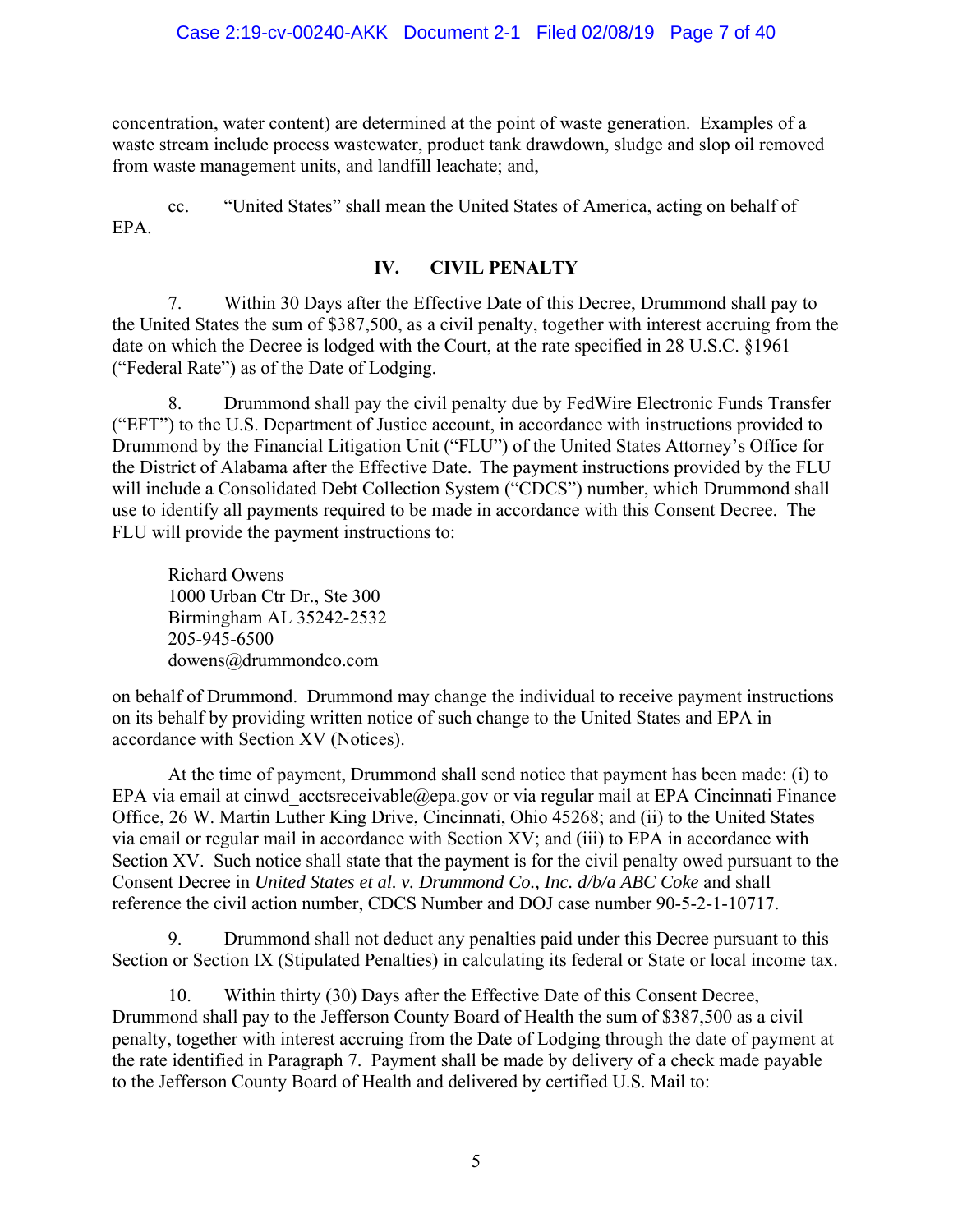concentration, water content) are determined at the point of waste generation. Examples of a waste stream include process wastewater, product tank drawdown, sludge and slop oil removed from waste management units, and landfill leachate; and,

cc. "United States" shall mean the United States of America, acting on behalf of EPA.

## IV. CIVIL PENALTY

7. Within 30 Days after the Effective Date of this Decree, Drummond shall pay to the United States the sum of $387,500, as a civil penalty, together with interest accruing from the date on which the Decree is lodged with the Court, at the rate specified in 28 U.S.C. §1961 ("Federal Rate") as of the Date of Lodging.

8. Drummond shall pay the civil penalty due by FedWire Electronic Funds Transfer ("EFT") to the U.S. Department of Justice account, in accordance with instructions provided to Drummond by the Financial Litigation Unit ("FLU") of the United States Attorney's Office for the District of Alabama after the Effective Date. The payment instructions provided by the FLU will include a Consolidated Debt Collection System ("CDCS") number, which Drummond shall use to identify all payments required to be made in accordance with this Consent Decree. The FLU will provide the payment instructions to:

Richard Owens
1000 Urban Ctr Dr., Ste 300
Birmingham AL 35242-2532
205-945-6500
dowens@drummondco.com

on behalf of Drummond. Drummond may change the individual to receive payment instructions on its behalf by providing written notice of such change to the United States and EPA in accordance with Section XV (Notices).

At the time of payment, Drummond shall send notice that payment has been made: (i) to EPA via email at cinwd_acctsreceivable@epa.gov or via regular mail at EPA Cincinnati Finance Office, 26 W. Martin Luther King Drive, Cincinnati, Ohio 45268; and (ii) to the United States via email or regular mail in accordance with Section XV; and (iii) to EPA in accordance with Section XV. Such notice shall state that the payment is for the civil penalty owed pursuant to the Consent Decree in *United States et al. v. Drummond Co., Inc. d/b/a ABC Coke* and shall reference the civil action number, CDCS Number and DOJ case number 90-5-2-1-10717.

9. Drummond shall not deduct any penalties paid under this Decree pursuant to this Section or Section IX (Stipulated Penalties) in calculating its federal or State or local income tax.

10. Within thirty (30) Days after the Effective Date of this Consent Decree, Drummond shall pay to the Jefferson County Board of Health the sum of $387,500 as a civil penalty, together with interest accruing from the Date of Lodging through the date of payment at the rate identified in Paragraph 7. Payment shall be made by delivery of a check made payable to the Jefferson County Board of Health and delivered by certified U.S. Mail to: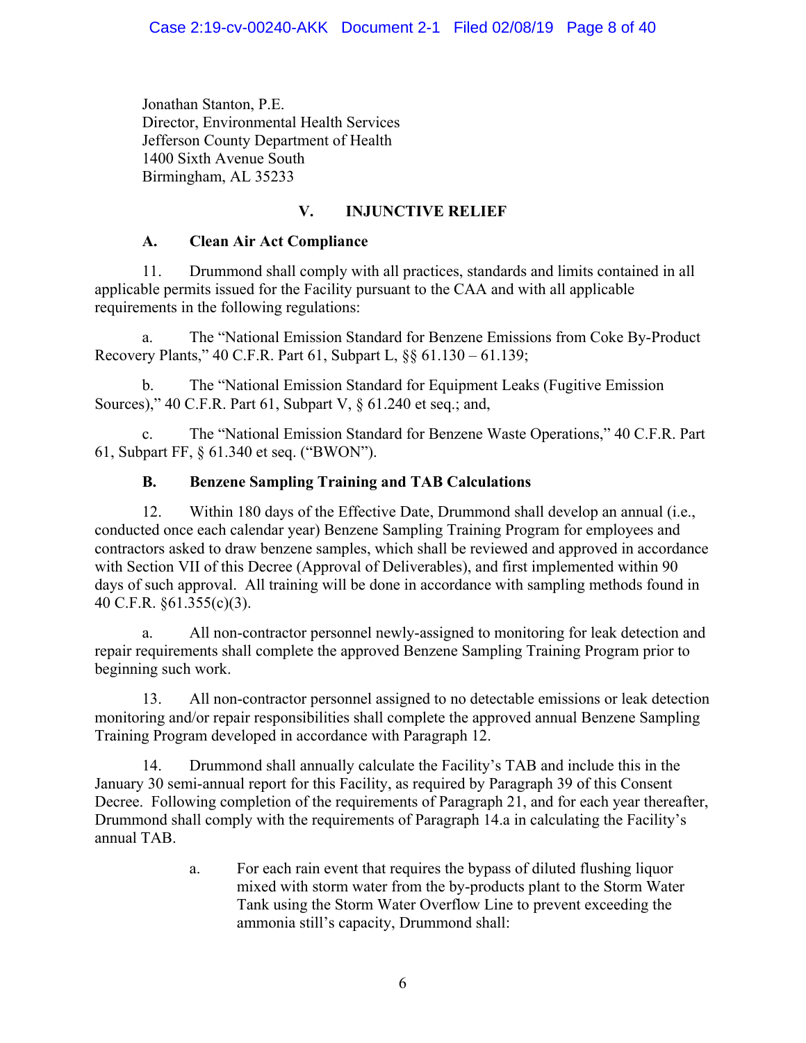Jonathan Stanton, P.E.
Director, Environmental Health Services
Jefferson County Department of Health
1400 Sixth Avenue South
Birmingham, AL 35233

## V. INJUNCTIVE RELIEF

### A. Clean Air Act Compliance

11. Drummond shall comply with all practices, standards and limits contained in all applicable permits issued for the Facility pursuant to the CAA and with all applicable requirements in the following regulations:

a. The "National Emission Standard for Benzene Emissions from Coke By-Product Recovery Plants," 40 C.F.R. Part 61, Subpart L, §§ 61.130 – 61.139;

b. The "National Emission Standard for Equipment Leaks (Fugitive Emission Sources)," 40 C.F.R. Part 61, Subpart V, § 61.240 et seq.; and,

c. The "National Emission Standard for Benzene Waste Operations," 40 C.F.R. Part 61, Subpart FF, § 61.340 et seq. ("BWON").

### B. Benzene Sampling Training and TAB Calculations

12. Within 180 days of the Effective Date, Drummond shall develop an annual (i.e., conducted once each calendar year) Benzene Sampling Training Program for employees and contractors asked to draw benzene samples, which shall be reviewed and approved in accordance with Section VII of this Decree (Approval of Deliverables), and first implemented within 90 days of such approval. All training will be done in accordance with sampling methods found in 40 C.F.R. §61.355(c)(3).

a. All non-contractor personnel newly-assigned to monitoring for leak detection and repair requirements shall complete the approved Benzene Sampling Training Program prior to beginning such work.

13. All non-contractor personnel assigned to no detectable emissions or leak detection monitoring and/or repair responsibilities shall complete the approved annual Benzene Sampling Training Program developed in accordance with Paragraph 12.

14. Drummond shall annually calculate the Facility's TAB and include this in the January 30 semi-annual report for this Facility, as required by Paragraph 39 of this Consent Decree. Following completion of the requirements of Paragraph 21, and for each year thereafter, Drummond shall comply with the requirements of Paragraph 14.a in calculating the Facility's annual TAB.

a. For each rain event that requires the bypass of diluted flushing liquor mixed with storm water from the by-products plant to the Storm Water Tank using the Storm Water Overflow Line to prevent exceeding the ammonia still's capacity, Drummond shall: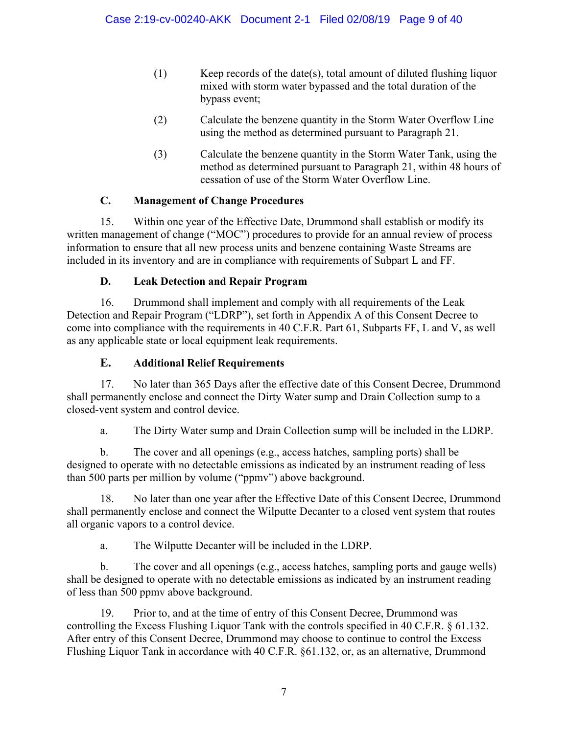(1) Keep records of the date(s), total amount of diluted flushing liquor mixed with storm water bypassed and the total duration of the bypass event;

(2) Calculate the benzene quantity in the Storm Water Overflow Line using the method as determined pursuant to Paragraph 21.

(3) Calculate the benzene quantity in the Storm Water Tank, using the method as determined pursuant to Paragraph 21, within 48 hours of cessation of use of the Storm Water Overflow Line.

### C. Management of Change Procedures

15. Within one year of the Effective Date, Drummond shall establish or modify its written management of change ("MOC") procedures to provide for an annual review of process information to ensure that all new process units and benzene containing Waste Streams are included in its inventory and are in compliance with requirements of Subpart L and FF.

### D. Leak Detection and Repair Program

16. Drummond shall implement and comply with all requirements of the Leak Detection and Repair Program ("LDRP"), set forth in Appendix A of this Consent Decree to come into compliance with the requirements in 40 C.F.R. Part 61, Subparts FF, L and V, as well as any applicable state or local equipment leak requirements.

### E. Additional Relief Requirements

17. No later than 365 Days after the effective date of this Consent Decree, Drummond shall permanently enclose and connect the Dirty Water sump and Drain Collection sump to a closed-vent system and control device.

a. The Dirty Water sump and Drain Collection sump will be included in the LDRP.

b. The cover and all openings (e.g., access hatches, sampling ports) shall be designed to operate with no detectable emissions as indicated by an instrument reading of less than 500 parts per million by volume ("ppmv") above background.

18. No later than one year after the Effective Date of this Consent Decree, Drummond shall permanently enclose and connect the Wilputte Decanter to a closed vent system that routes all organic vapors to a control device.

a. The Wilputte Decanter will be included in the LDRP.

b. The cover and all openings (e.g., access hatches, sampling ports and gauge wells) shall be designed to operate with no detectable emissions as indicated by an instrument reading of less than 500 ppmv above background.

19. Prior to, and at the time of entry of this Consent Decree, Drummond was controlling the Excess Flushing Liquor Tank with the controls specified in 40 C.F.R. § 61.132. After entry of this Consent Decree, Drummond may choose to continue to control the Excess Flushing Liquor Tank in accordance with 40 C.F.R. §61.132, or, as an alternative, Drummond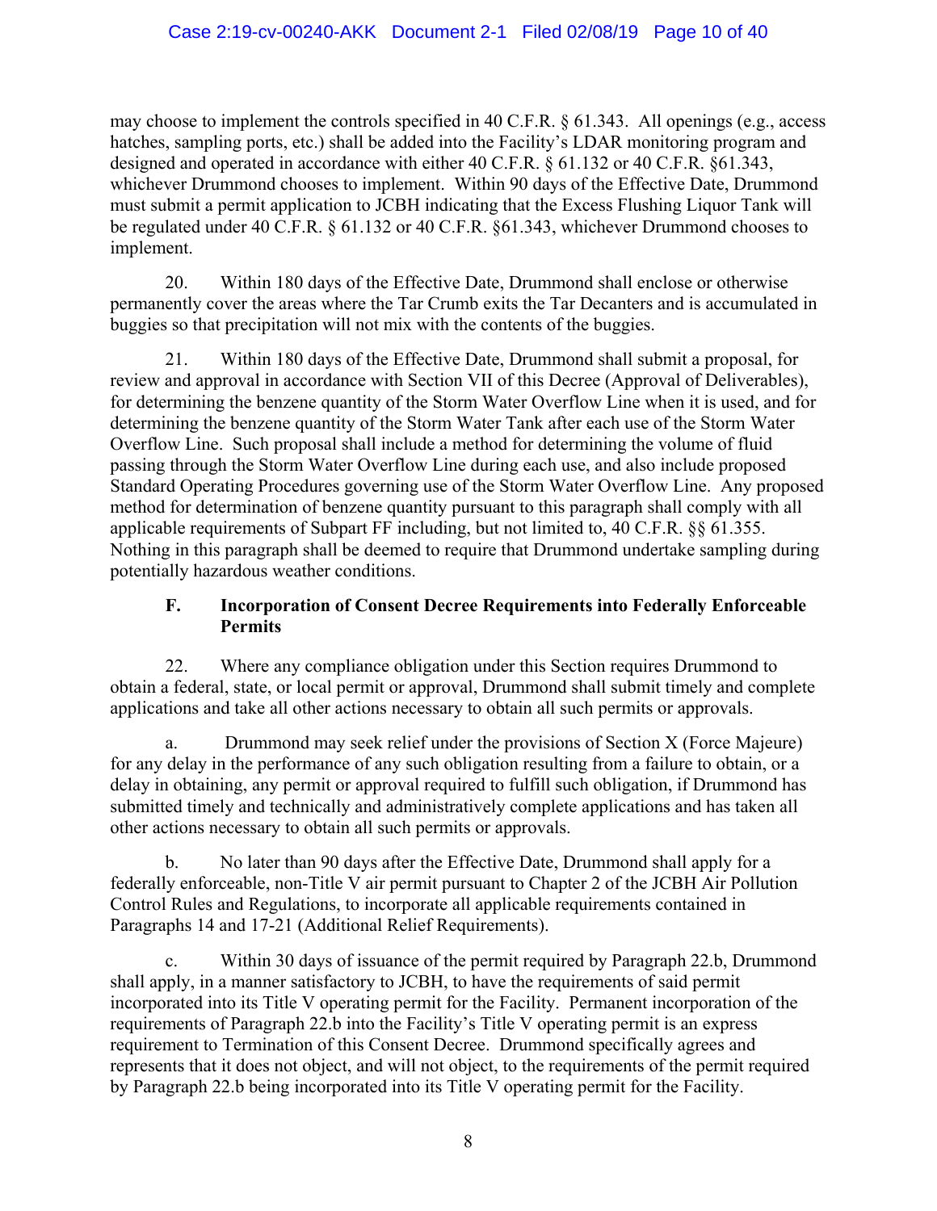may choose to implement the controls specified in 40 C.F.R. § 61.343. All openings (e.g., access hatches, sampling ports, etc.) shall be added into the Facility's LDAR monitoring program and designed and operated in accordance with either 40 C.F.R. § 61.132 or 40 C.F.R. §61.343, whichever Drummond chooses to implement. Within 90 days of the Effective Date, Drummond must submit a permit application to JCBH indicating that the Excess Flushing Liquor Tank will be regulated under 40 C.F.R. § 61.132 or 40 C.F.R. §61.343, whichever Drummond chooses to implement.

20. Within 180 days of the Effective Date, Drummond shall enclose or otherwise permanently cover the areas where the Tar Crumb exits the Tar Decanters and is accumulated in buggies so that precipitation will not mix with the contents of the buggies.

21. Within 180 days of the Effective Date, Drummond shall submit a proposal, for review and approval in accordance with Section VII of this Decree (Approval of Deliverables), for determining the benzene quantity of the Storm Water Overflow Line when it is used, and for determining the benzene quantity of the Storm Water Tank after each use of the Storm Water Overflow Line. Such proposal shall include a method for determining the volume of fluid passing through the Storm Water Overflow Line during each use, and also include proposed Standard Operating Procedures governing use of the Storm Water Overflow Line. Any proposed method for determination of benzene quantity pursuant to this paragraph shall comply with all applicable requirements of Subpart FF including, but not limited to, 40 C.F.R. §§ 61.355. Nothing in this paragraph shall be deemed to require that Drummond undertake sampling during potentially hazardous weather conditions.

### F. Incorporation of Consent Decree Requirements into Federally Enforceable Permits

22. Where any compliance obligation under this Section requires Drummond to obtain a federal, state, or local permit or approval, Drummond shall submit timely and complete applications and take all other actions necessary to obtain all such permits or approvals.

a. Drummond may seek relief under the provisions of Section X (Force Majeure) for any delay in the performance of any such obligation resulting from a failure to obtain, or a delay in obtaining, any permit or approval required to fulfill such obligation, if Drummond has submitted timely and technically and administratively complete applications and has taken all other actions necessary to obtain all such permits or approvals.

b. No later than 90 days after the Effective Date, Drummond shall apply for a federally enforceable, non-Title V air permit pursuant to Chapter 2 of the JCBH Air Pollution Control Rules and Regulations, to incorporate all applicable requirements contained in Paragraphs 14 and 17-21 (Additional Relief Requirements).

c. Within 30 days of issuance of the permit required by Paragraph 22.b, Drummond shall apply, in a manner satisfactory to JCBH, to have the requirements of said permit incorporated into its Title V operating permit for the Facility. Permanent incorporation of the requirements of Paragraph 22.b into the Facility's Title V operating permit is an express requirement to Termination of this Consent Decree. Drummond specifically agrees and represents that it does not object, and will not object, to the requirements of the permit required by Paragraph 22.b being incorporated into its Title V operating permit for the Facility.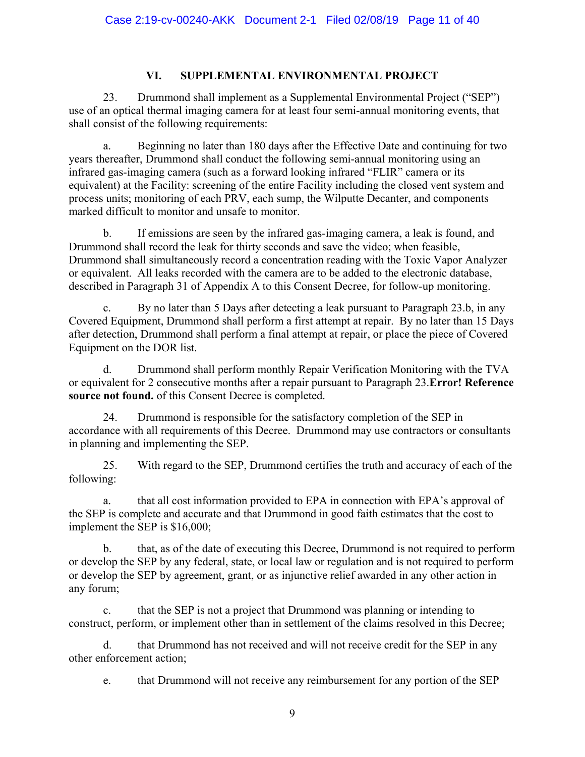## VI. SUPPLEMENTAL ENVIRONMENTAL PROJECT

23. Drummond shall implement as a Supplemental Environmental Project ("SEP") use of an optical thermal imaging camera for at least four semi-annual monitoring events, that shall consist of the following requirements:

a. Beginning no later than 180 days after the Effective Date and continuing for two years thereafter, Drummond shall conduct the following semi-annual monitoring using an infrared gas-imaging camera (such as a forward looking infrared "FLIR" camera or its equivalent) at the Facility: screening of the entire Facility including the closed vent system and process units; monitoring of each PRV, each sump, the Wilputte Decanter, and components marked difficult to monitor and unsafe to monitor.

b. If emissions are seen by the infrared gas-imaging camera, a leak is found, and Drummond shall record the leak for thirty seconds and save the video; when feasible, Drummond shall simultaneously record a concentration reading with the Toxic Vapor Analyzer or equivalent. All leaks recorded with the camera are to be added to the electronic database, described in Paragraph 31 of Appendix A to this Consent Decree, for follow-up monitoring.

c. By no later than 5 Days after detecting a leak pursuant to Paragraph 23.b, in any Covered Equipment, Drummond shall perform a first attempt at repair. By no later than 15 Days after detection, Drummond shall perform a final attempt at repair, or place the piece of Covered Equipment on the DOR list.

d. Drummond shall perform monthly Repair Verification Monitoring with the TVA or equivalent for 2 consecutive months after a repair pursuant to Paragraph 23.**Error! Reference source not found.** of this Consent Decree is completed.

24. Drummond is responsible for the satisfactory completion of the SEP in accordance with all requirements of this Decree. Drummond may use contractors or consultants in planning and implementing the SEP.

25. With regard to the SEP, Drummond certifies the truth and accuracy of each of the following:

a. that all cost information provided to EPA in connection with EPA's approval of the SEP is complete and accurate and that Drummond in good faith estimates that the cost to implement the SEP is $16,000;

b. that, as of the date of executing this Decree, Drummond is not required to perform or develop the SEP by any federal, state, or local law or regulation and is not required to perform or develop the SEP by agreement, grant, or as injunctive relief awarded in any other action in any forum;

c. that the SEP is not a project that Drummond was planning or intending to construct, perform, or implement other than in settlement of the claims resolved in this Decree;

d. that Drummond has not received and will not receive credit for the SEP in any other enforcement action;

e. that Drummond will not receive any reimbursement for any portion of the SEP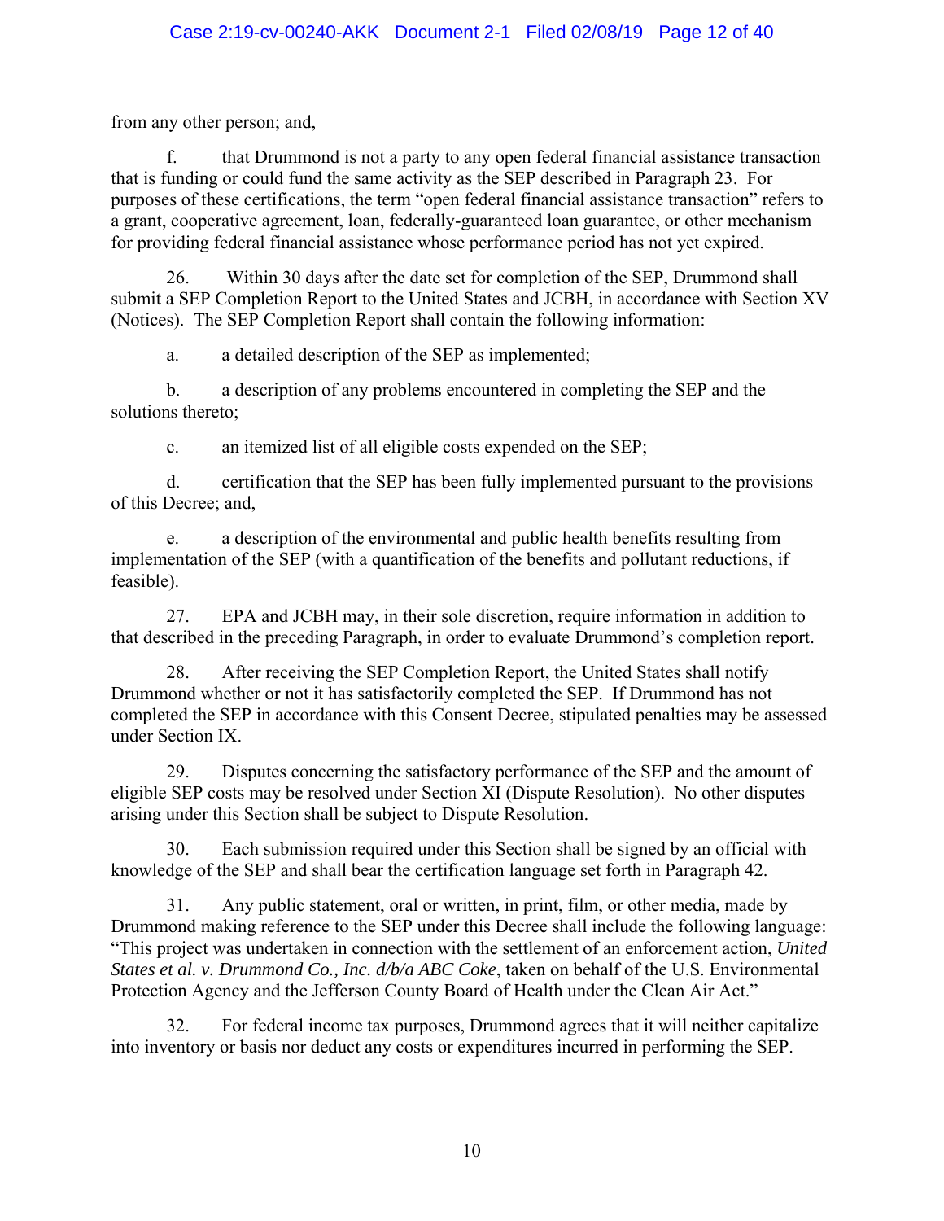from any other person; and,

f. that Drummond is not a party to any open federal financial assistance transaction that is funding or could fund the same activity as the SEP described in Paragraph 23. For purposes of these certifications, the term "open federal financial assistance transaction" refers to a grant, cooperative agreement, loan, federally-guaranteed loan guarantee, or other mechanism for providing federal financial assistance whose performance period has not yet expired.

26. Within 30 days after the date set for completion of the SEP, Drummond shall submit a SEP Completion Report to the United States and JCBH, in accordance with Section XV (Notices). The SEP Completion Report shall contain the following information:

a. a detailed description of the SEP as implemented;

b. a description of any problems encountered in completing the SEP and the solutions thereto;

c. an itemized list of all eligible costs expended on the SEP;

d. certification that the SEP has been fully implemented pursuant to the provisions of this Decree; and,

e. a description of the environmental and public health benefits resulting from implementation of the SEP (with a quantification of the benefits and pollutant reductions, if feasible).

27. EPA and JCBH may, in their sole discretion, require information in addition to that described in the preceding Paragraph, in order to evaluate Drummond's completion report.

28. After receiving the SEP Completion Report, the United States shall notify Drummond whether or not it has satisfactorily completed the SEP. If Drummond has not completed the SEP in accordance with this Consent Decree, stipulated penalties may be assessed under Section IX.

29. Disputes concerning the satisfactory performance of the SEP and the amount of eligible SEP costs may be resolved under Section XI (Dispute Resolution). No other disputes arising under this Section shall be subject to Dispute Resolution.

30. Each submission required under this Section shall be signed by an official with knowledge of the SEP and shall bear the certification language set forth in Paragraph 42.

31. Any public statement, oral or written, in print, film, or other media, made by Drummond making reference to the SEP under this Decree shall include the following language: "This project was undertaken in connection with the settlement of an enforcement action, *United States et al. v. Drummond Co., Inc. d/b/a ABC Coke*, taken on behalf of the U.S. Environmental Protection Agency and the Jefferson County Board of Health under the Clean Air Act."

32. For federal income tax purposes, Drummond agrees that it will neither capitalize into inventory or basis nor deduct any costs or expenditures incurred in performing the SEP.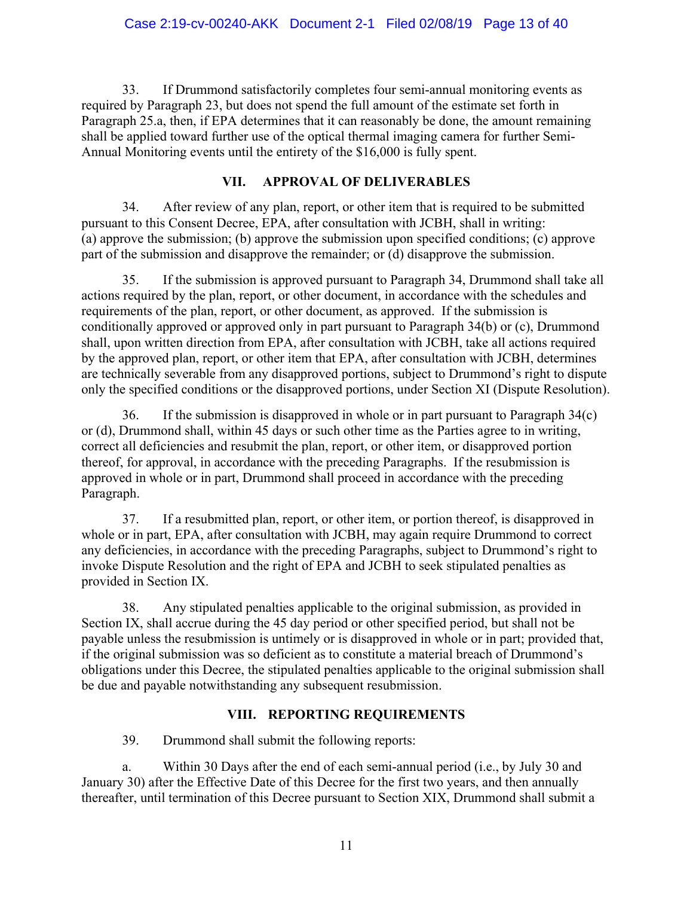33. If Drummond satisfactorily completes four semi-annual monitoring events as required by Paragraph 23, but does not spend the full amount of the estimate set forth in Paragraph 25.a, then, if EPA determines that it can reasonably be done, the amount remaining shall be applied toward further use of the optical thermal imaging camera for further Semi-Annual Monitoring events until the entirety of the $16,000 is fully spent.

## VII. APPROVAL OF DELIVERABLES

34. After review of any plan, report, or other item that is required to be submitted pursuant to this Consent Decree, EPA, after consultation with JCBH, shall in writing: (a) approve the submission; (b) approve the submission upon specified conditions; (c) approve part of the submission and disapprove the remainder; or (d) disapprove the submission.

35. If the submission is approved pursuant to Paragraph 34, Drummond shall take all actions required by the plan, report, or other document, in accordance with the schedules and requirements of the plan, report, or other document, as approved. If the submission is conditionally approved or approved only in part pursuant to Paragraph 34(b) or (c), Drummond shall, upon written direction from EPA, after consultation with JCBH, take all actions required by the approved plan, report, or other item that EPA, after consultation with JCBH, determines are technically severable from any disapproved portions, subject to Drummond's right to dispute only the specified conditions or the disapproved portions, under Section XI (Dispute Resolution).

36. If the submission is disapproved in whole or in part pursuant to Paragraph 34(c) or (d), Drummond shall, within 45 days or such other time as the Parties agree to in writing, correct all deficiencies and resubmit the plan, report, or other item, or disapproved portion thereof, for approval, in accordance with the preceding Paragraphs. If the resubmission is approved in whole or in part, Drummond shall proceed in accordance with the preceding Paragraph.

37. If a resubmitted plan, report, or other item, or portion thereof, is disapproved in whole or in part, EPA, after consultation with JCBH, may again require Drummond to correct any deficiencies, in accordance with the preceding Paragraphs, subject to Drummond's right to invoke Dispute Resolution and the right of EPA and JCBH to seek stipulated penalties as provided in Section IX.

38. Any stipulated penalties applicable to the original submission, as provided in Section IX, shall accrue during the 45 day period or other specified period, but shall not be payable unless the resubmission is untimely or is disapproved in whole or in part; provided that, if the original submission was so deficient as to constitute a material breach of Drummond's obligations under this Decree, the stipulated penalties applicable to the original submission shall be due and payable notwithstanding any subsequent resubmission.

## VIII. REPORTING REQUIREMENTS

39. Drummond shall submit the following reports:

a. Within 30 Days after the end of each semi-annual period (i.e., by July 30 and January 30) after the Effective Date of this Decree for the first two years, and then annually thereafter, until termination of this Decree pursuant to Section XIX, Drummond shall submit a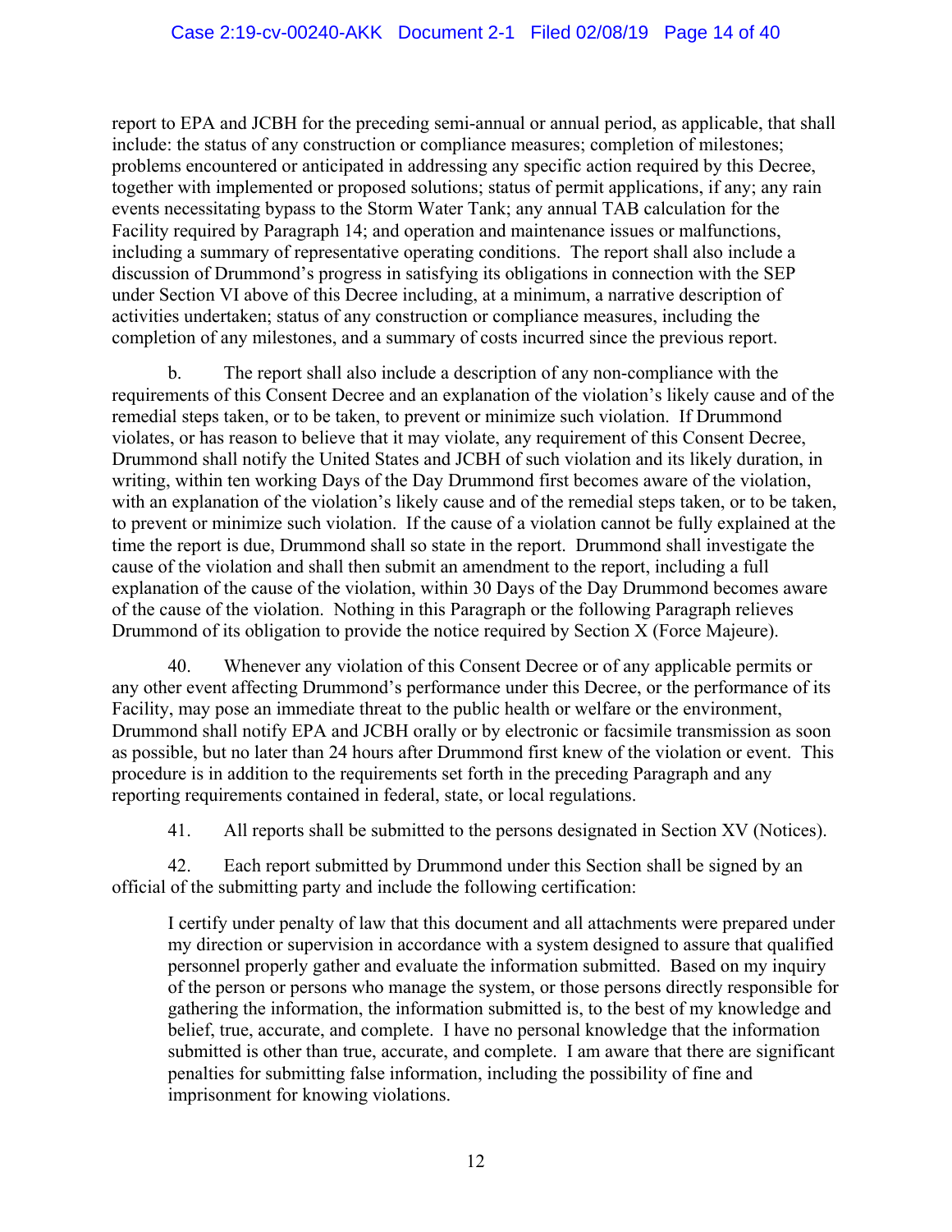report to EPA and JCBH for the preceding semi-annual or annual period, as applicable, that shall include: the status of any construction or compliance measures; completion of milestones; problems encountered or anticipated in addressing any specific action required by this Decree, together with implemented or proposed solutions; status of permit applications, if any; any rain events necessitating bypass to the Storm Water Tank; any annual TAB calculation for the Facility required by Paragraph 14; and operation and maintenance issues or malfunctions, including a summary of representative operating conditions. The report shall also include a discussion of Drummond's progress in satisfying its obligations in connection with the SEP under Section VI above of this Decree including, at a minimum, a narrative description of activities undertaken; status of any construction or compliance measures, including the completion of any milestones, and a summary of costs incurred since the previous report.

b. The report shall also include a description of any non-compliance with the requirements of this Consent Decree and an explanation of the violation's likely cause and of the remedial steps taken, or to be taken, to prevent or minimize such violation. If Drummond violates, or has reason to believe that it may violate, any requirement of this Consent Decree, Drummond shall notify the United States and JCBH of such violation and its likely duration, in writing, within ten working Days of the Day Drummond first becomes aware of the violation, with an explanation of the violation's likely cause and of the remedial steps taken, or to be taken, to prevent or minimize such violation. If the cause of a violation cannot be fully explained at the time the report is due, Drummond shall so state in the report. Drummond shall investigate the cause of the violation and shall then submit an amendment to the report, including a full explanation of the cause of the violation, within 30 Days of the Day Drummond becomes aware of the cause of the violation. Nothing in this Paragraph or the following Paragraph relieves Drummond of its obligation to provide the notice required by Section X (Force Majeure).

40. Whenever any violation of this Consent Decree or of any applicable permits or any other event affecting Drummond's performance under this Decree, or the performance of its Facility, may pose an immediate threat to the public health or welfare or the environment, Drummond shall notify EPA and JCBH orally or by electronic or facsimile transmission as soon as possible, but no later than 24 hours after Drummond first knew of the violation or event. This procedure is in addition to the requirements set forth in the preceding Paragraph and any reporting requirements contained in federal, state, or local regulations.

41. All reports shall be submitted to the persons designated in Section XV (Notices).

42. Each report submitted by Drummond under this Section shall be signed by an official of the submitting party and include the following certification:

> I certify under penalty of law that this document and all attachments were prepared under my direction or supervision in accordance with a system designed to assure that qualified personnel properly gather and evaluate the information submitted. Based on my inquiry of the person or persons who manage the system, or those persons directly responsible for gathering the information, the information submitted is, to the best of my knowledge and belief, true, accurate, and complete. I have no personal knowledge that the information submitted is other than true, accurate, and complete. I am aware that there are significant penalties for submitting false information, including the possibility of fine and imprisonment for knowing violations.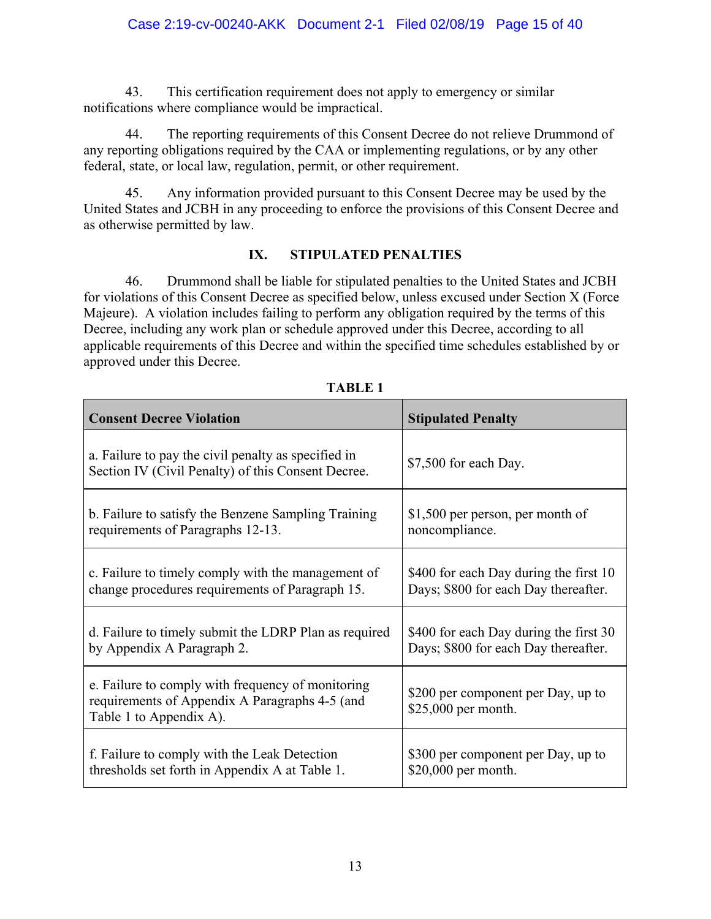43. This certification requirement does not apply to emergency or similar notifications where compliance would be impractical.

44. The reporting requirements of this Consent Decree do not relieve Drummond of any reporting obligations required by the CAA or implementing regulations, or by any other federal, state, or local law, regulation, permit, or other requirement.

45. Any information provided pursuant to this Consent Decree may be used by the United States and JCBH in any proceeding to enforce the provisions of this Consent Decree and as otherwise permitted by law.

## IX. STIPULATED PENALTIES

46. Drummond shall be liable for stipulated penalties to the United States and JCBH for violations of this Consent Decree as specified below, unless excused under Section X (Force Majeure). A violation includes failing to perform any obligation required by the terms of this Decree, including any work plan or schedule approved under this Decree, according to all applicable requirements of this Decree and within the specified time schedules established by or approved under this Decree.

**TABLE 1**

| Consent Decree Violation | Stipulated Penalty |
|---|---|
| a. Failure to pay the civil penalty as specified in Section IV (Civil Penalty) of this Consent Decree. | $7,500 for each Day. |
| b. Failure to satisfy the Benzene Sampling Training requirements of Paragraphs 12-13. | $1,500 per person, per month of noncompliance. |
| c. Failure to timely comply with the management of change procedures requirements of Paragraph 15. | $400 for each Day during the first 10 Days; $800 for each Day thereafter. |
| d. Failure to timely submit the LDRP Plan as required by Appendix A Paragraph 2. | $400 for each Day during the first 30 Days; $800 for each Day thereafter. |
| e. Failure to comply with frequency of monitoring requirements of Appendix A Paragraphs 4-5 (and Table 1 to Appendix A). | $200 per component per Day, up to $25,000 per month. |
| f. Failure to comply with the Leak Detection thresholds set forth in Appendix A at Table 1. | $300 per component per Day, up to $20,000 per month. |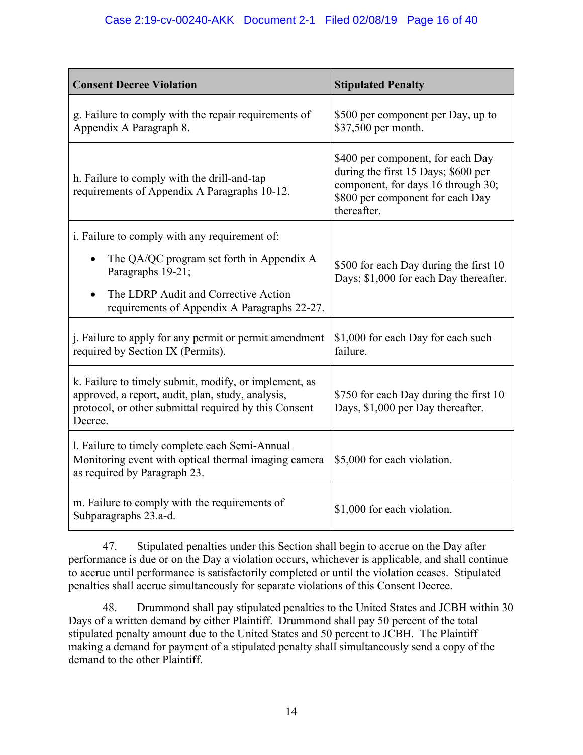| Consent Decree Violation | Stipulated Penalty |
|---|---|
| g. Failure to comply with the repair requirements of Appendix A Paragraph 8. | $500 per component per Day, up to $37,500 per month. |
| h. Failure to comply with the drill-and-tap requirements of Appendix A Paragraphs 10-12. | $400 per component, for each Day during the first 15 Days; $600 per component, for days 16 through 30; $800 per component for each Day thereafter. |
| i. Failure to comply with any requirement of: <br>• The QA/QC program set forth in Appendix A Paragraphs 19-21; <br>• The LDRP Audit and Corrective Action requirements of Appendix A Paragraphs 22-27. | $500 for each Day during the first 10 Days; $1,000 for each Day thereafter. |
| j. Failure to apply for any permit or permit amendment required by Section IX (Permits). | $1,000 for each Day for each such failure. |
| k. Failure to timely submit, modify, or implement, as approved, a report, audit, plan, study, analysis, protocol, or other submittal required by this Consent Decree. | $750 for each Day during the first 10 Days, $1,000 per Day thereafter. |
| l. Failure to timely complete each Semi-Annual Monitoring event with optical thermal imaging camera as required by Paragraph 23. | $5,000 for each violation. |
| m. Failure to comply with the requirements of Subparagraphs 23.a-d. | $1,000 for each violation. |

47. Stipulated penalties under this Section shall begin to accrue on the Day after performance is due or on the Day a violation occurs, whichever is applicable, and shall continue to accrue until performance is satisfactorily completed or until the violation ceases. Stipulated penalties shall accrue simultaneously for separate violations of this Consent Decree.

48. Drummond shall pay stipulated penalties to the United States and JCBH within 30 Days of a written demand by either Plaintiff. Drummond shall pay 50 percent of the total stipulated penalty amount due to the United States and 50 percent to JCBH. The Plaintiff making a demand for payment of a stipulated penalty shall simultaneously send a copy of the demand to the other Plaintiff.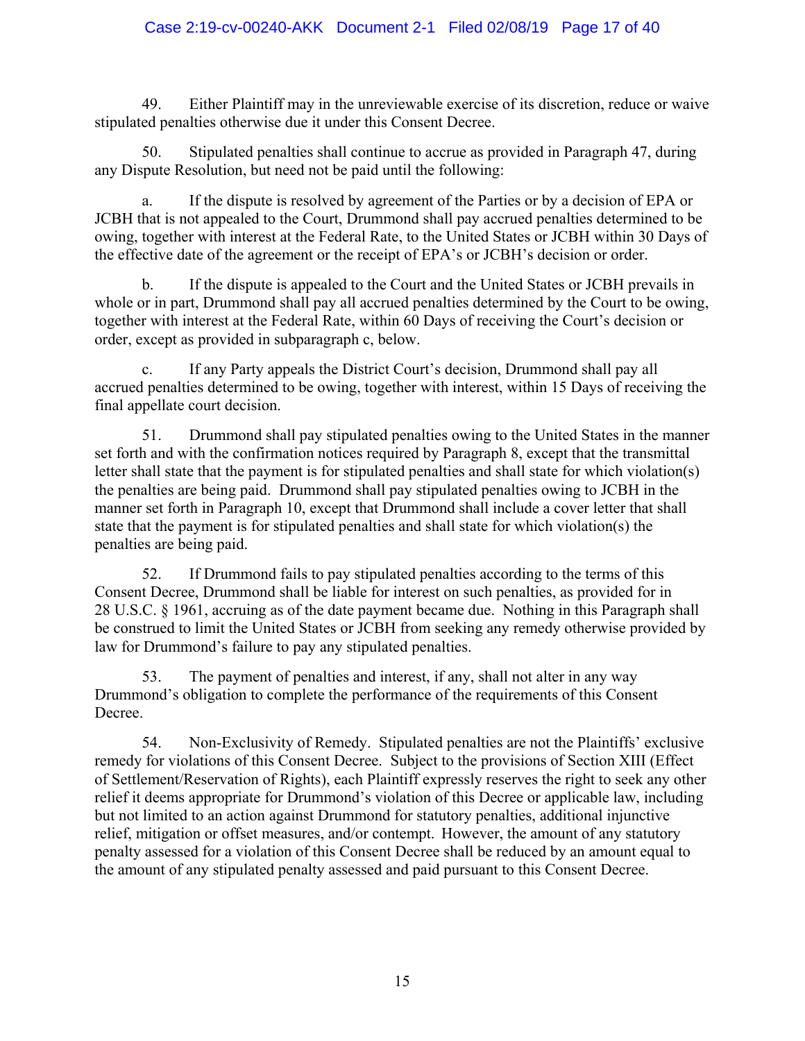49. Either Plaintiff may in the unreviewable exercise of its discretion, reduce or waive stipulated penalties otherwise due it under this Consent Decree.

50. Stipulated penalties shall continue to accrue as provided in Paragraph 47, during any Dispute Resolution, but need not be paid until the following:

a. If the dispute is resolved by agreement of the Parties or by a decision of EPA or JCBH that is not appealed to the Court, Drummond shall pay accrued penalties determined to be owing, together with interest at the Federal Rate, to the United States or JCBH within 30 Days of the effective date of the agreement or the receipt of EPA's or JCBH's decision or order.

b. If the dispute is appealed to the Court and the United States or JCBH prevails in whole or in part, Drummond shall pay all accrued penalties determined by the Court to be owing, together with interest at the Federal Rate, within 60 Days of receiving the Court's decision or order, except as provided in subparagraph c, below.

c. If any Party appeals the District Court's decision, Drummond shall pay all accrued penalties determined to be owing, together with interest, within 15 Days of receiving the final appellate court decision.

51. Drummond shall pay stipulated penalties owing to the United States in the manner set forth and with the confirmation notices required by Paragraph 8, except that the transmittal letter shall state that the payment is for stipulated penalties and shall state for which violation(s) the penalties are being paid. Drummond shall pay stipulated penalties owing to JCBH in the manner set forth in Paragraph 10, except that Drummond shall include a cover letter that shall state that the payment is for stipulated penalties and shall state for which violation(s) the penalties are being paid.

52. If Drummond fails to pay stipulated penalties according to the terms of this Consent Decree, Drummond shall be liable for interest on such penalties, as provided for in 28 U.S.C. § 1961, accruing as of the date payment became due. Nothing in this Paragraph shall be construed to limit the United States or JCBH from seeking any remedy otherwise provided by law for Drummond's failure to pay any stipulated penalties.

53. The payment of penalties and interest, if any, shall not alter in any way Drummond's obligation to complete the performance of the requirements of this Consent Decree.

54. Non-Exclusivity of Remedy. Stipulated penalties are not the Plaintiffs' exclusive remedy for violations of this Consent Decree. Subject to the provisions of Section XIII (Effect of Settlement/Reservation of Rights), each Plaintiff expressly reserves the right to seek any other relief it deems appropriate for Drummond's violation of this Decree or applicable law, including but not limited to an action against Drummond for statutory penalties, additional injunctive relief, mitigation or offset measures, and/or contempt. However, the amount of any statutory penalty assessed for a violation of this Consent Decree shall be reduced by an amount equal to the amount of any stipulated penalty assessed and paid pursuant to this Consent Decree.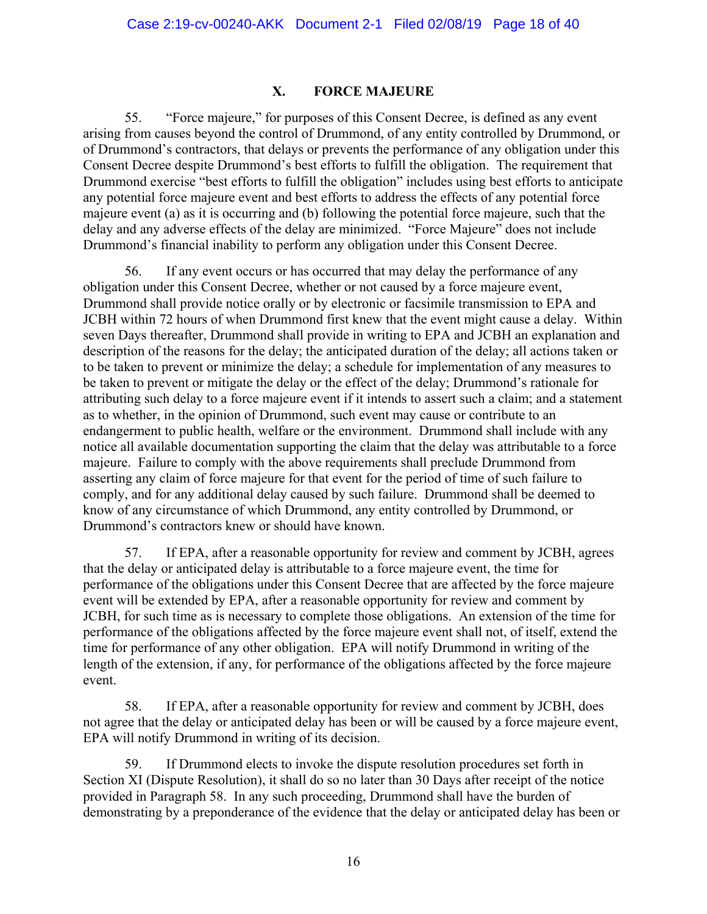## X. FORCE MAJEURE

55. "Force majeure," for purposes of this Consent Decree, is defined as any event arising from causes beyond the control of Drummond, of any entity controlled by Drummond, or of Drummond's contractors, that delays or prevents the performance of any obligation under this Consent Decree despite Drummond's best efforts to fulfill the obligation. The requirement that Drummond exercise "best efforts to fulfill the obligation" includes using best efforts to anticipate any potential force majeure event and best efforts to address the effects of any potential force majeure event (a) as it is occurring and (b) following the potential force majeure, such that the delay and any adverse effects of the delay are minimized. "Force Majeure" does not include Drummond's financial inability to perform any obligation under this Consent Decree.

56. If any event occurs or has occurred that may delay the performance of any obligation under this Consent Decree, whether or not caused by a force majeure event, Drummond shall provide notice orally or by electronic or facsimile transmission to EPA and JCBH within 72 hours of when Drummond first knew that the event might cause a delay. Within seven Days thereafter, Drummond shall provide in writing to EPA and JCBH an explanation and description of the reasons for the delay; the anticipated duration of the delay; all actions taken or to be taken to prevent or minimize the delay; a schedule for implementation of any measures to be taken to prevent or mitigate the delay or the effect of the delay; Drummond's rationale for attributing such delay to a force majeure event if it intends to assert such a claim; and a statement as to whether, in the opinion of Drummond, such event may cause or contribute to an endangerment to public health, welfare or the environment. Drummond shall include with any notice all available documentation supporting the claim that the delay was attributable to a force majeure. Failure to comply with the above requirements shall preclude Drummond from asserting any claim of force majeure for that event for the period of time of such failure to comply, and for any additional delay caused by such failure. Drummond shall be deemed to know of any circumstance of which Drummond, any entity controlled by Drummond, or Drummond's contractors knew or should have known.

57. If EPA, after a reasonable opportunity for review and comment by JCBH, agrees that the delay or anticipated delay is attributable to a force majeure event, the time for performance of the obligations under this Consent Decree that are affected by the force majeure event will be extended by EPA, after a reasonable opportunity for review and comment by JCBH, for such time as is necessary to complete those obligations. An extension of the time for performance of the obligations affected by the force majeure event shall not, of itself, extend the time for performance of any other obligation. EPA will notify Drummond in writing of the length of the extension, if any, for performance of the obligations affected by the force majeure event.

58. If EPA, after a reasonable opportunity for review and comment by JCBH, does not agree that the delay or anticipated delay has been or will be caused by a force majeure event, EPA will notify Drummond in writing of its decision.

59. If Drummond elects to invoke the dispute resolution procedures set forth in Section XI (Dispute Resolution), it shall do so no later than 30 Days after receipt of the notice provided in Paragraph 58. In any such proceeding, Drummond shall have the burden of demonstrating by a preponderance of the evidence that the delay or anticipated delay has been or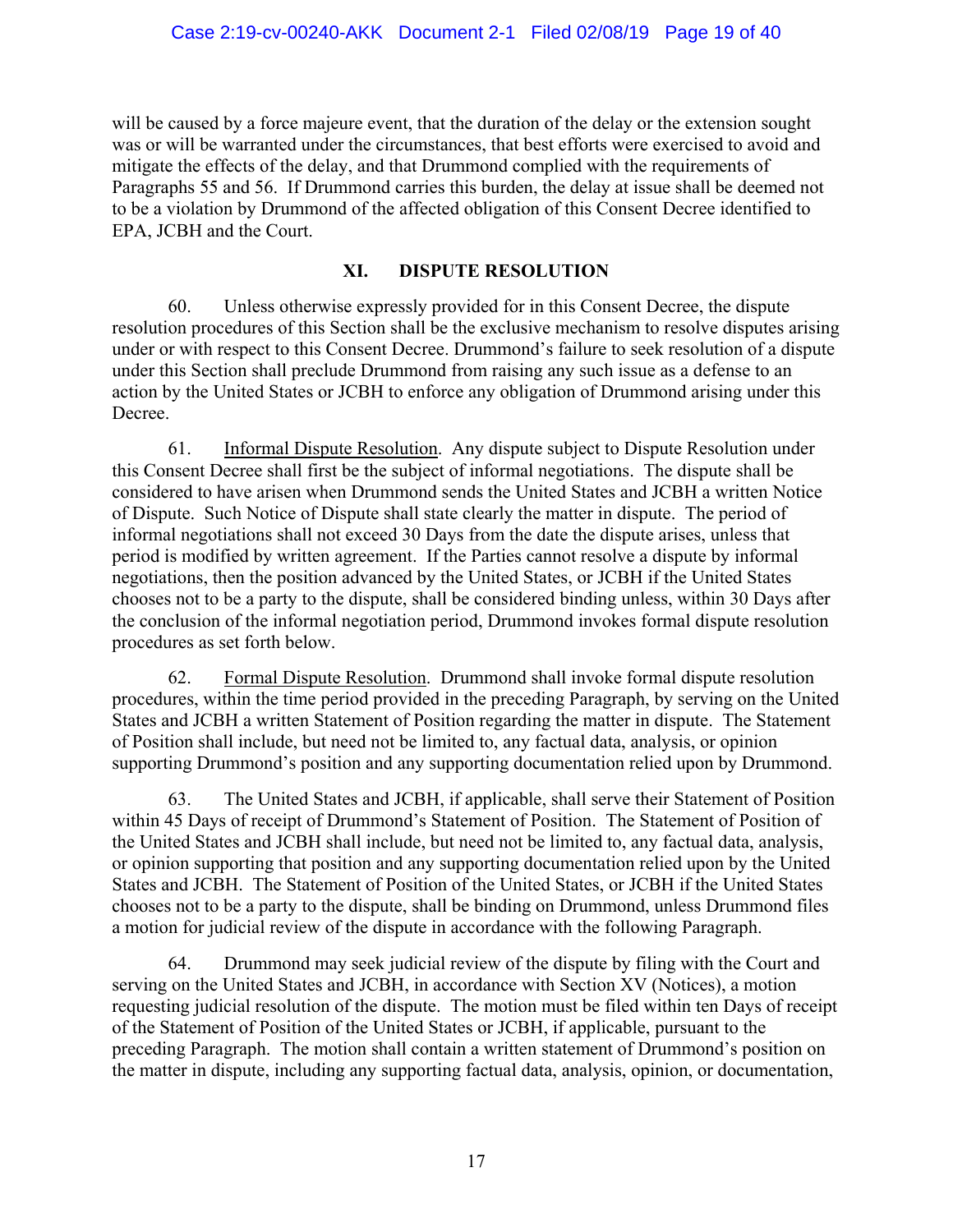will be caused by a force majeure event, that the duration of the delay or the extension sought was or will be warranted under the circumstances, that best efforts were exercised to avoid and mitigate the effects of the delay, and that Drummond complied with the requirements of Paragraphs 55 and 56. If Drummond carries this burden, the delay at issue shall be deemed not to be a violation by Drummond of the affected obligation of this Consent Decree identified to EPA, JCBH and the Court.

## XI. DISPUTE RESOLUTION

60. Unless otherwise expressly provided for in this Consent Decree, the dispute resolution procedures of this Section shall be the exclusive mechanism to resolve disputes arising under or with respect to this Consent Decree. Drummond's failure to seek resolution of a dispute under this Section shall preclude Drummond from raising any such issue as a defense to an action by the United States or JCBH to enforce any obligation of Drummond arising under this Decree.

61. Informal Dispute Resolution. Any dispute subject to Dispute Resolution under this Consent Decree shall first be the subject of informal negotiations. The dispute shall be considered to have arisen when Drummond sends the United States and JCBH a written Notice of Dispute. Such Notice of Dispute shall state clearly the matter in dispute. The period of informal negotiations shall not exceed 30 Days from the date the dispute arises, unless that period is modified by written agreement. If the Parties cannot resolve a dispute by informal negotiations, then the position advanced by the United States, or JCBH if the United States chooses not to be a party to the dispute, shall be considered binding unless, within 30 Days after the conclusion of the informal negotiation period, Drummond invokes formal dispute resolution procedures as set forth below.

62. Formal Dispute Resolution. Drummond shall invoke formal dispute resolution procedures, within the time period provided in the preceding Paragraph, by serving on the United States and JCBH a written Statement of Position regarding the matter in dispute. The Statement of Position shall include, but need not be limited to, any factual data, analysis, or opinion supporting Drummond's position and any supporting documentation relied upon by Drummond.

63. The United States and JCBH, if applicable, shall serve their Statement of Position within 45 Days of receipt of Drummond's Statement of Position. The Statement of Position of the United States and JCBH shall include, but need not be limited to, any factual data, analysis, or opinion supporting that position and any supporting documentation relied upon by the United States and JCBH. The Statement of Position of the United States, or JCBH if the United States chooses not to be a party to the dispute, shall be binding on Drummond, unless Drummond files a motion for judicial review of the dispute in accordance with the following Paragraph.

64. Drummond may seek judicial review of the dispute by filing with the Court and serving on the United States and JCBH, in accordance with Section XV (Notices), a motion requesting judicial resolution of the dispute. The motion must be filed within ten Days of receipt of the Statement of Position of the United States or JCBH, if applicable, pursuant to the preceding Paragraph. The motion shall contain a written statement of Drummond's position on the matter in dispute, including any supporting factual data, analysis, opinion, or documentation,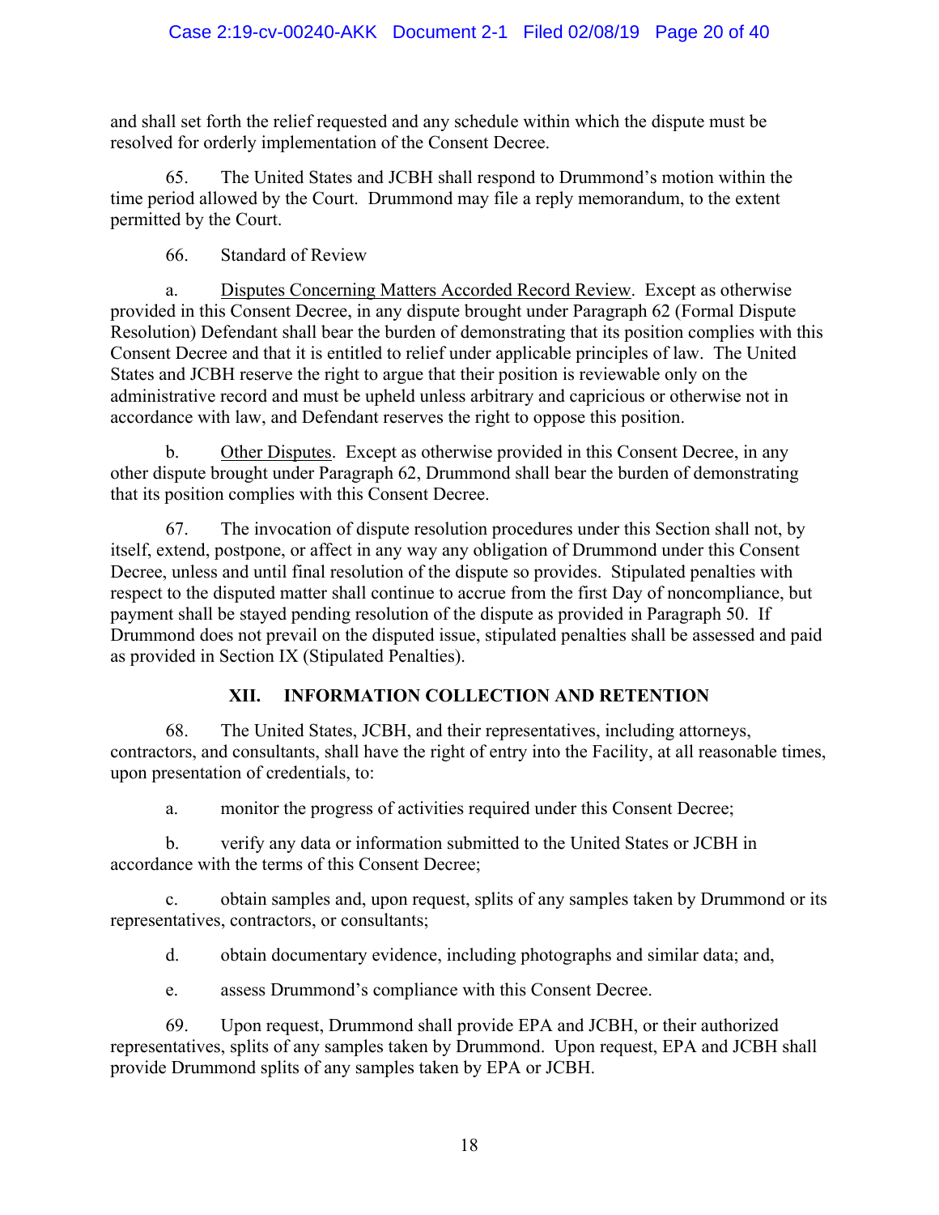and shall set forth the relief requested and any schedule within which the dispute must be resolved for orderly implementation of the Consent Decree.

65. The United States and JCBH shall respond to Drummond's motion within the time period allowed by the Court. Drummond may file a reply memorandum, to the extent permitted by the Court.

66. Standard of Review

a. Disputes Concerning Matters Accorded Record Review. Except as otherwise provided in this Consent Decree, in any dispute brought under Paragraph 62 (Formal Dispute Resolution) Defendant shall bear the burden of demonstrating that its position complies with this Consent Decree and that it is entitled to relief under applicable principles of law. The United States and JCBH reserve the right to argue that their position is reviewable only on the administrative record and must be upheld unless arbitrary and capricious or otherwise not in accordance with law, and Defendant reserves the right to oppose this position.

b. Other Disputes. Except as otherwise provided in this Consent Decree, in any other dispute brought under Paragraph 62, Drummond shall bear the burden of demonstrating that its position complies with this Consent Decree.

67. The invocation of dispute resolution procedures under this Section shall not, by itself, extend, postpone, or affect in any way any obligation of Drummond under this Consent Decree, unless and until final resolution of the dispute so provides. Stipulated penalties with respect to the disputed matter shall continue to accrue from the first Day of noncompliance, but payment shall be stayed pending resolution of the dispute as provided in Paragraph 50. If Drummond does not prevail on the disputed issue, stipulated penalties shall be assessed and paid as provided in Section IX (Stipulated Penalties).

## XII. INFORMATION COLLECTION AND RETENTION

68. The United States, JCBH, and their representatives, including attorneys, contractors, and consultants, shall have the right of entry into the Facility, at all reasonable times, upon presentation of credentials, to:

a. monitor the progress of activities required under this Consent Decree;

b. verify any data or information submitted to the United States or JCBH in accordance with the terms of this Consent Decree;

c. obtain samples and, upon request, splits of any samples taken by Drummond or its representatives, contractors, or consultants;

d. obtain documentary evidence, including photographs and similar data; and,

e. assess Drummond's compliance with this Consent Decree.

69. Upon request, Drummond shall provide EPA and JCBH, or their authorized representatives, splits of any samples taken by Drummond. Upon request, EPA and JCBH shall provide Drummond splits of any samples taken by EPA or JCBH.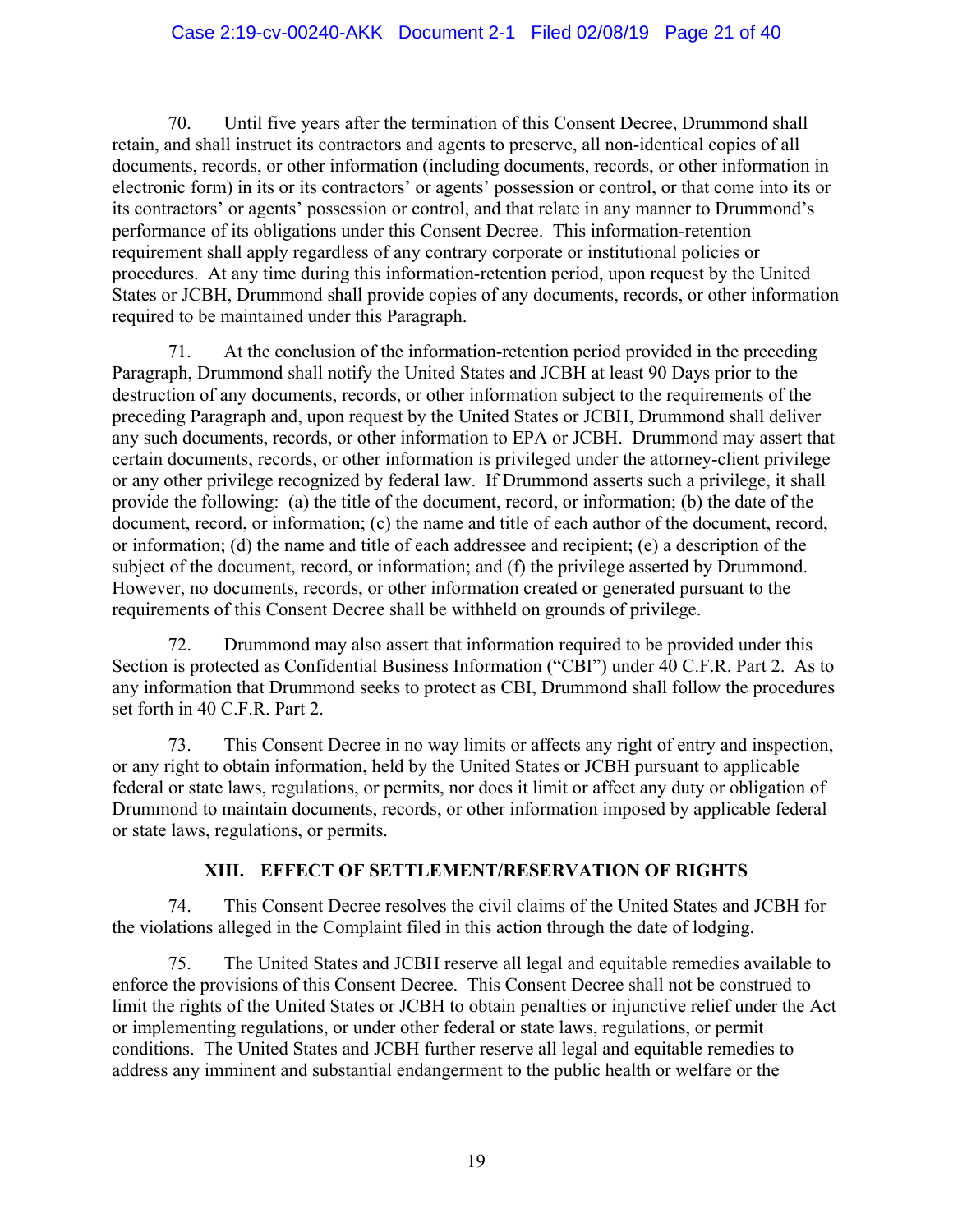70. Until five years after the termination of this Consent Decree, Drummond shall retain, and shall instruct its contractors and agents to preserve, all non-identical copies of all documents, records, or other information (including documents, records, or other information in electronic form) in its or its contractors' or agents' possession or control, or that come into its or its contractors' or agents' possession or control, and that relate in any manner to Drummond's performance of its obligations under this Consent Decree. This information-retention requirement shall apply regardless of any contrary corporate or institutional policies or procedures. At any time during this information-retention period, upon request by the United States or JCBH, Drummond shall provide copies of any documents, records, or other information required to be maintained under this Paragraph.

71. At the conclusion of the information-retention period provided in the preceding Paragraph, Drummond shall notify the United States and JCBH at least 90 Days prior to the destruction of any documents, records, or other information subject to the requirements of the preceding Paragraph and, upon request by the United States or JCBH, Drummond shall deliver any such documents, records, or other information to EPA or JCBH. Drummond may assert that certain documents, records, or other information is privileged under the attorney-client privilege or any other privilege recognized by federal law. If Drummond asserts such a privilege, it shall provide the following: (a) the title of the document, record, or information; (b) the date of the document, record, or information; (c) the name and title of each author of the document, record, or information; (d) the name and title of each addressee and recipient; (e) a description of the subject of the document, record, or information; and (f) the privilege asserted by Drummond. However, no documents, records, or other information created or generated pursuant to the requirements of this Consent Decree shall be withheld on grounds of privilege.

72. Drummond may also assert that information required to be provided under this Section is protected as Confidential Business Information ("CBI") under 40 C.F.R. Part 2. As to any information that Drummond seeks to protect as CBI, Drummond shall follow the procedures set forth in 40 C.F.R. Part 2.

73. This Consent Decree in no way limits or affects any right of entry and inspection, or any right to obtain information, held by the United States or JCBH pursuant to applicable federal or state laws, regulations, or permits, nor does it limit or affect any duty or obligation of Drummond to maintain documents, records, or other information imposed by applicable federal or state laws, regulations, or permits.

## XIII. EFFECT OF SETTLEMENT/RESERVATION OF RIGHTS

74. This Consent Decree resolves the civil claims of the United States and JCBH for the violations alleged in the Complaint filed in this action through the date of lodging.

75. The United States and JCBH reserve all legal and equitable remedies available to enforce the provisions of this Consent Decree. This Consent Decree shall not be construed to limit the rights of the United States or JCBH to obtain penalties or injunctive relief under the Act or implementing regulations, or under other federal or state laws, regulations, or permit conditions. The United States and JCBH further reserve all legal and equitable remedies to address any imminent and substantial endangerment to the public health or welfare or the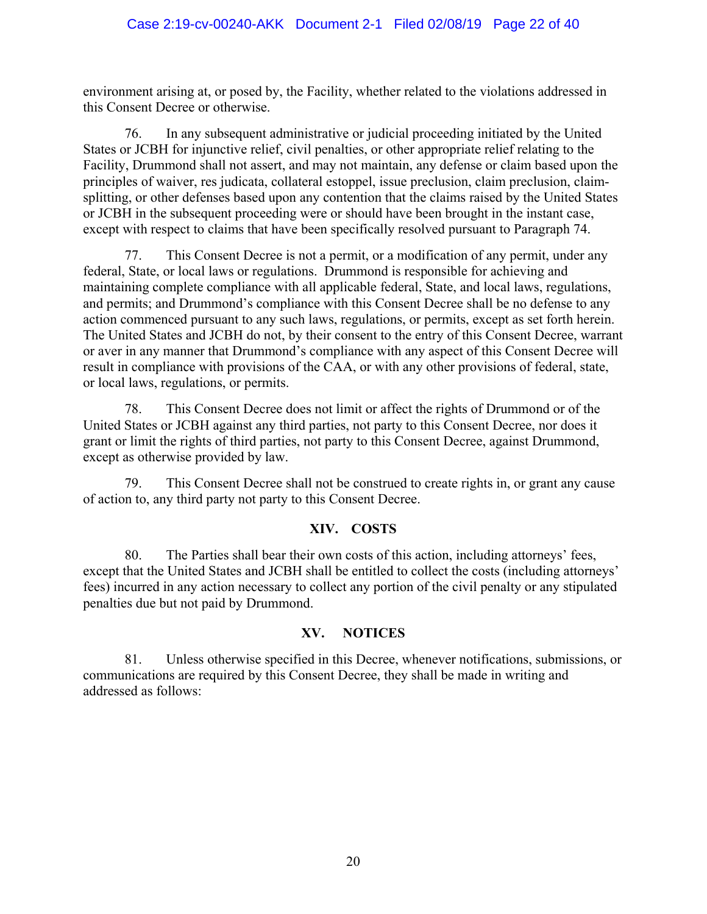environment arising at, or posed by, the Facility, whether related to the violations addressed in this Consent Decree or otherwise.

76. In any subsequent administrative or judicial proceeding initiated by the United States or JCBH for injunctive relief, civil penalties, or other appropriate relief relating to the Facility, Drummond shall not assert, and may not maintain, any defense or claim based upon the principles of waiver, res judicata, collateral estoppel, issue preclusion, claim preclusion, claim-splitting, or other defenses based upon any contention that the claims raised by the United States or JCBH in the subsequent proceeding were or should have been brought in the instant case, except with respect to claims that have been specifically resolved pursuant to Paragraph 74.

77. This Consent Decree is not a permit, or a modification of any permit, under any federal, State, or local laws or regulations. Drummond is responsible for achieving and maintaining complete compliance with all applicable federal, State, and local laws, regulations, and permits; and Drummond's compliance with this Consent Decree shall be no defense to any action commenced pursuant to any such laws, regulations, or permits, except as set forth herein. The United States and JCBH do not, by their consent to the entry of this Consent Decree, warrant or aver in any manner that Drummond's compliance with any aspect of this Consent Decree will result in compliance with provisions of the CAA, or with any other provisions of federal, state, or local laws, regulations, or permits.

78. This Consent Decree does not limit or affect the rights of Drummond or of the United States or JCBH against any third parties, not party to this Consent Decree, nor does it grant or limit the rights of third parties, not party to this Consent Decree, against Drummond, except as otherwise provided by law.

79. This Consent Decree shall not be construed to create rights in, or grant any cause of action to, any third party not party to this Consent Decree.

## XIV. COSTS

80. The Parties shall bear their own costs of this action, including attorneys' fees, except that the United States and JCBH shall be entitled to collect the costs (including attorneys' fees) incurred in any action necessary to collect any portion of the civil penalty or any stipulated penalties due but not paid by Drummond.

## XV. NOTICES

81. Unless otherwise specified in this Decree, whenever notifications, submissions, or communications are required by this Consent Decree, they shall be made in writing and addressed as follows: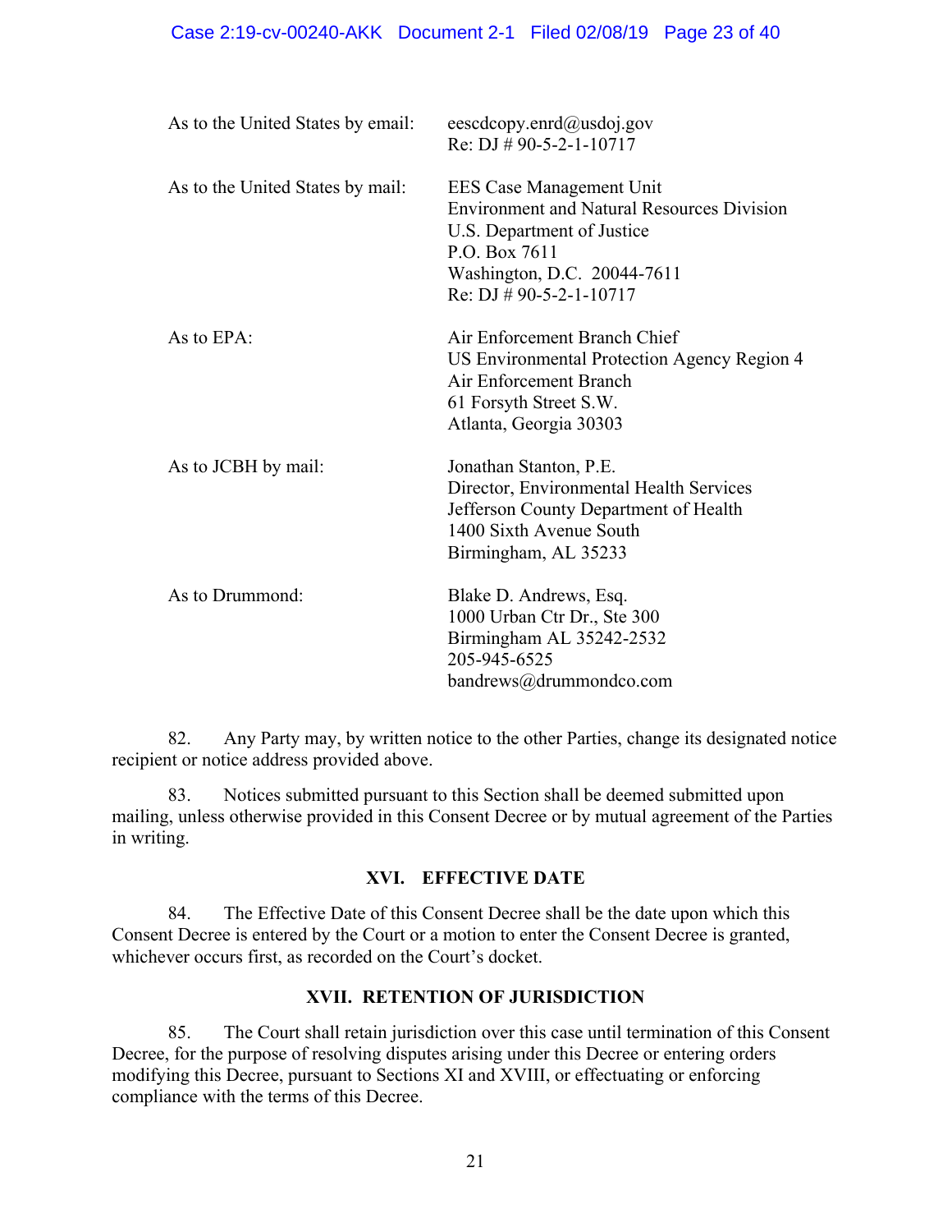| | |
|---|---|
| As to the United States by email: | eescdcopy.enrd@usdoj.gov<br>Re: DJ # 90-5-2-1-10717 |
| As to the United States by mail: | EES Case Management Unit<br>Environment and Natural Resources Division<br>U.S. Department of Justice<br>P.O. Box 7611<br>Washington, D.C. 20044-7611<br>Re: DJ # 90-5-2-1-10717 |
| As to EPA: | Air Enforcement Branch Chief<br>US Environmental Protection Agency Region 4<br>Air Enforcement Branch<br>61 Forsyth Street S.W.<br>Atlanta, Georgia 30303 |
| As to JCBH by mail: | Jonathan Stanton, P.E.<br>Director, Environmental Health Services<br>Jefferson County Department of Health<br>1400 Sixth Avenue South<br>Birmingham, AL 35233 |
| As to Drummond: | Blake D. Andrews, Esq.<br>1000 Urban Ctr Dr., Ste 300<br>Birmingham AL 35242-2532<br>205-945-6525<br>bandrews@drummondco.com |

82. Any Party may, by written notice to the other Parties, change its designated notice recipient or notice address provided above.

83. Notices submitted pursuant to this Section shall be deemed submitted upon mailing, unless otherwise provided in this Consent Decree or by mutual agreement of the Parties in writing.

## XVI. EFFECTIVE DATE

84. The Effective Date of this Consent Decree shall be the date upon which this Consent Decree is entered by the Court or a motion to enter the Consent Decree is granted, whichever occurs first, as recorded on the Court's docket.

## XVII. RETENTION OF JURISDICTION

85. The Court shall retain jurisdiction over this case until termination of this Consent Decree, for the purpose of resolving disputes arising under this Decree or entering orders modifying this Decree, pursuant to Sections XI and XVIII, or effectuating or enforcing compliance with the terms of this Decree.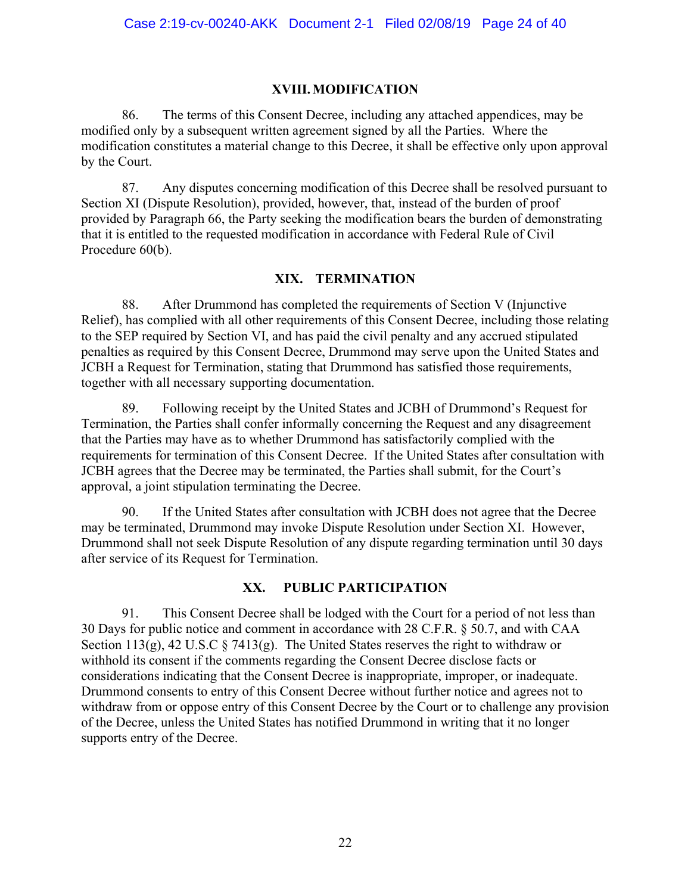## XVIII. MODIFICATION

86. The terms of this Consent Decree, including any attached appendices, may be modified only by a subsequent written agreement signed by all the Parties. Where the modification constitutes a material change to this Decree, it shall be effective only upon approval by the Court.

87. Any disputes concerning modification of this Decree shall be resolved pursuant to Section XI (Dispute Resolution), provided, however, that, instead of the burden of proof provided by Paragraph 66, the Party seeking the modification bears the burden of demonstrating that it is entitled to the requested modification in accordance with Federal Rule of Civil Procedure 60(b).

## XIX. TERMINATION

88. After Drummond has completed the requirements of Section V (Injunctive Relief), has complied with all other requirements of this Consent Decree, including those relating to the SEP required by Section VI, and has paid the civil penalty and any accrued stipulated penalties as required by this Consent Decree, Drummond may serve upon the United States and JCBH a Request for Termination, stating that Drummond has satisfied those requirements, together with all necessary supporting documentation.

89. Following receipt by the United States and JCBH of Drummond's Request for Termination, the Parties shall confer informally concerning the Request and any disagreement that the Parties may have as to whether Drummond has satisfactorily complied with the requirements for termination of this Consent Decree. If the United States after consultation with JCBH agrees that the Decree may be terminated, the Parties shall submit, for the Court's approval, a joint stipulation terminating the Decree.

90. If the United States after consultation with JCBH does not agree that the Decree may be terminated, Drummond may invoke Dispute Resolution under Section XI. However, Drummond shall not seek Dispute Resolution of any dispute regarding termination until 30 days after service of its Request for Termination.

## XX. PUBLIC PARTICIPATION

91. This Consent Decree shall be lodged with the Court for a period of not less than 30 Days for public notice and comment in accordance with 28 C.F.R. § 50.7, and with CAA Section 113(g), 42 U.S.C § 7413(g). The United States reserves the right to withdraw or withhold its consent if the comments regarding the Consent Decree disclose facts or considerations indicating that the Consent Decree is inappropriate, improper, or inadequate. Drummond consents to entry of this Consent Decree without further notice and agrees not to withdraw from or oppose entry of this Consent Decree by the Court or to challenge any provision of the Decree, unless the United States has notified Drummond in writing that it no longer supports entry of the Decree.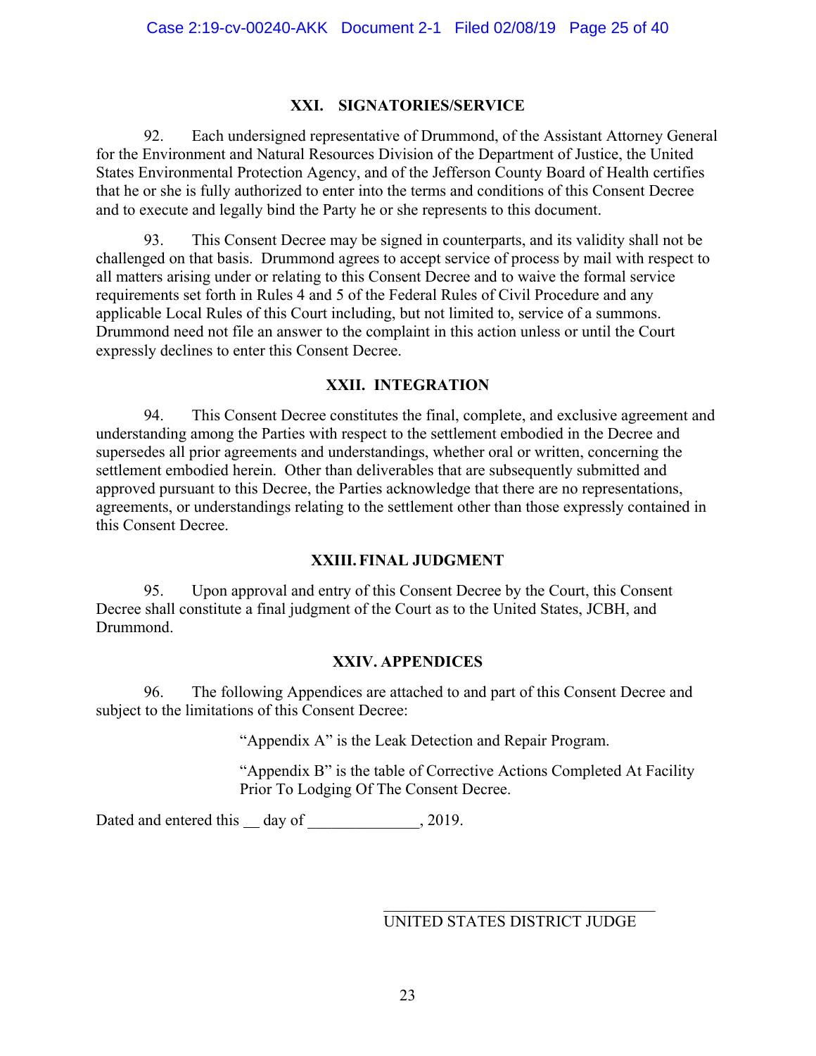## XXI. SIGNATORIES/SERVICE

92. Each undersigned representative of Drummond, of the Assistant Attorney General for the Environment and Natural Resources Division of the Department of Justice, the United States Environmental Protection Agency, and of the Jefferson County Board of Health certifies that he or she is fully authorized to enter into the terms and conditions of this Consent Decree and to execute and legally bind the Party he or she represents to this document.

93. This Consent Decree may be signed in counterparts, and its validity shall not be challenged on that basis. Drummond agrees to accept service of process by mail with respect to all matters arising under or relating to this Consent Decree and to waive the formal service requirements set forth in Rules 4 and 5 of the Federal Rules of Civil Procedure and any applicable Local Rules of this Court including, but not limited to, service of a summons. Drummond need not file an answer to the complaint in this action unless or until the Court expressly declines to enter this Consent Decree.

## XXII. INTEGRATION

94. This Consent Decree constitutes the final, complete, and exclusive agreement and understanding among the Parties with respect to the settlement embodied in the Decree and supersedes all prior agreements and understandings, whether oral or written, concerning the settlement embodied herein. Other than deliverables that are subsequently submitted and approved pursuant to this Decree, the Parties acknowledge that there are no representations, agreements, or understandings relating to the settlement other than those expressly contained in this Consent Decree.

## XXIII. FINAL JUDGMENT

95. Upon approval and entry of this Consent Decree by the Court, this Consent Decree shall constitute a final judgment of the Court as to the United States, JCBH, and Drummond.

## XXIV. APPENDICES

96. The following Appendices are attached to and part of this Consent Decree and subject to the limitations of this Consent Decree:

"Appendix A" is the Leak Detection and Repair Program.

"Appendix B" is the table of Corrective Actions Completed At Facility Prior To Lodging Of The Consent Decree.

Dated and entered this __ day of ______________, 2019.

___________________________________
UNITED STATES DISTRICT JUDGE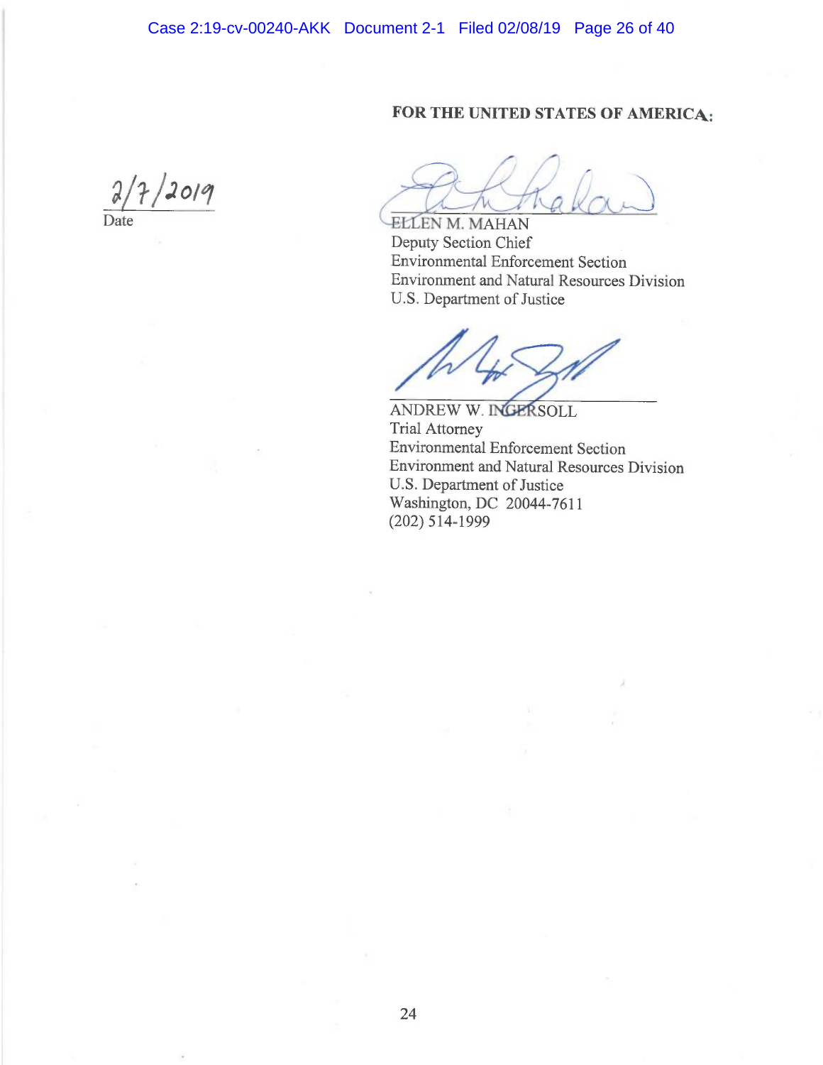**FOR THE UNITED STATES OF AMERICA:**

2/7/2019
Date

ELLEN M. MAHAN
Deputy Section Chief
Environmental Enforcement Section
Environment and Natural Resources Division
U.S. Department of Justice

ANDREW W. INGERSOLL
Trial Attorney
Environmental Enforcement Section
Environment and Natural Resources Division
U.S. Department of Justice
Washington, DC 20044-7611
(202) 514-1999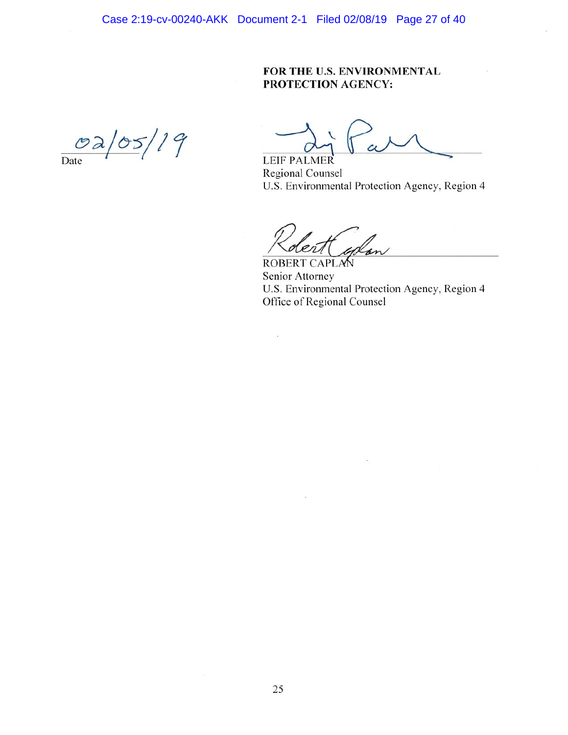**FOR THE U.S. ENVIRONMENTAL PROTECTION AGENCY:**

02/05/19
Date

LEIF PALMER
Regional Counsel
U.S. Environmental Protection Agency, Region 4

ROBERT CAPLAN
Senior Attorney
U.S. Environmental Protection Agency, Region 4
Office of Regional Counsel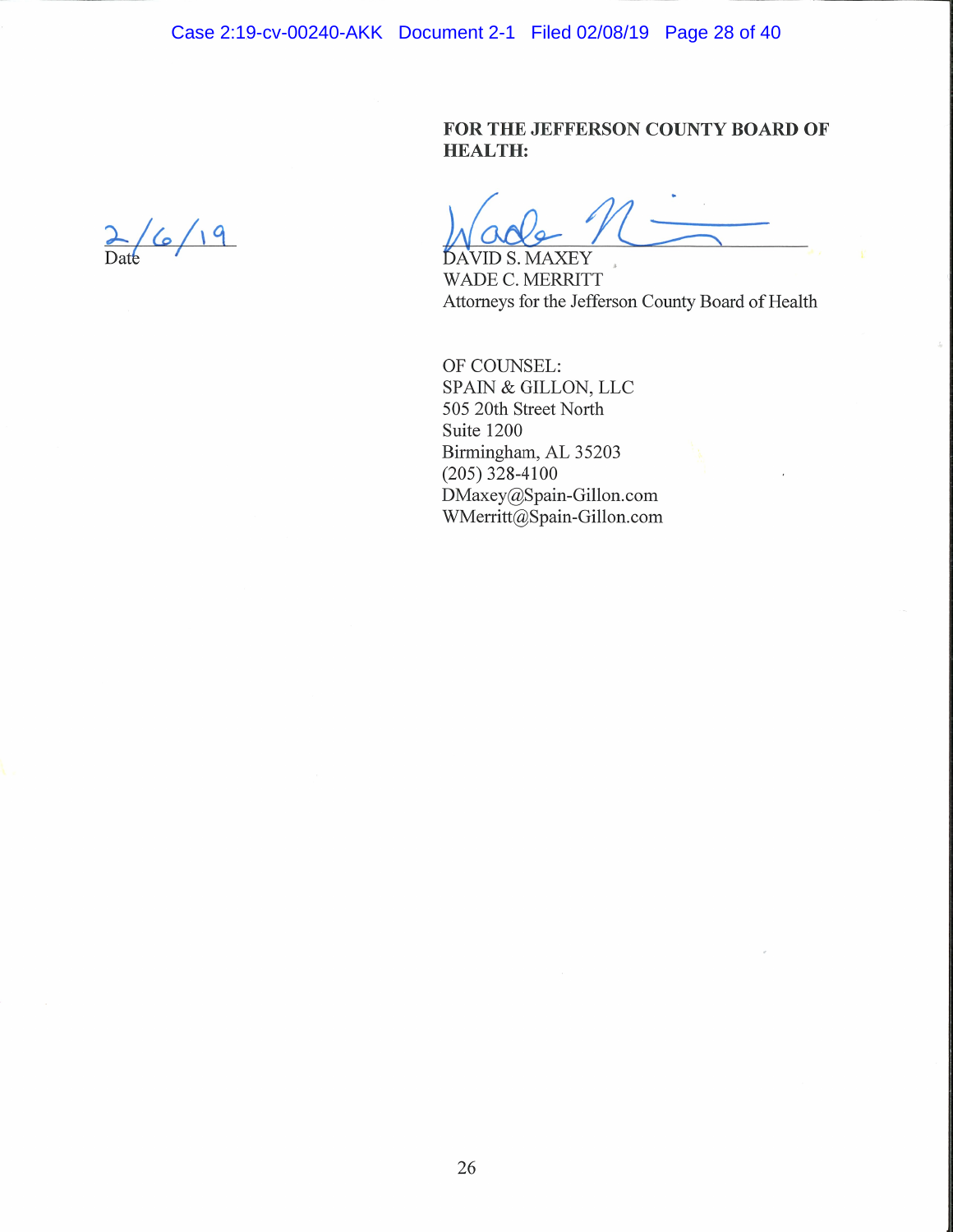2/6/19
Date

**FOR THE JEFFERSON COUNTY BOARD OF HEALTH:**

DAVID S. MAXEY
WADE C. MERRITT
Attorneys for the Jefferson County Board of Health

OF COUNSEL:
SPAIN & GILLON, LLC
505 20th Street North
Suite 1200
Birmingham, AL 35203
(205) 328-4100
DMaxey@Spain-Gillon.com
WMerritt@Spain-Gillon.com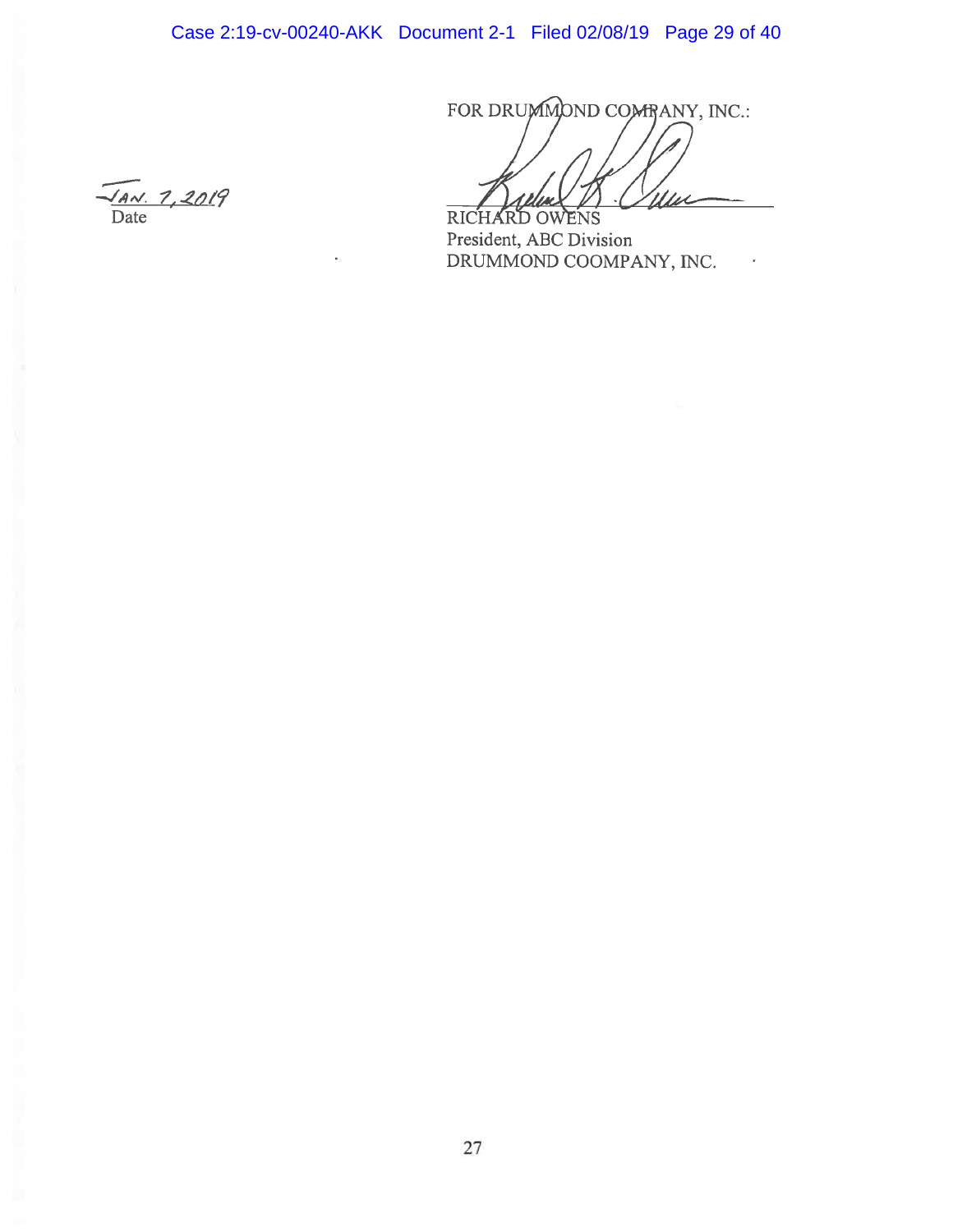FOR DRUMMOND COMPANY, INC.:

JAN. 7, 2019
Date

RICHARD OWENS
President, ABC Division
DRUMMOND COOMPANY, INC.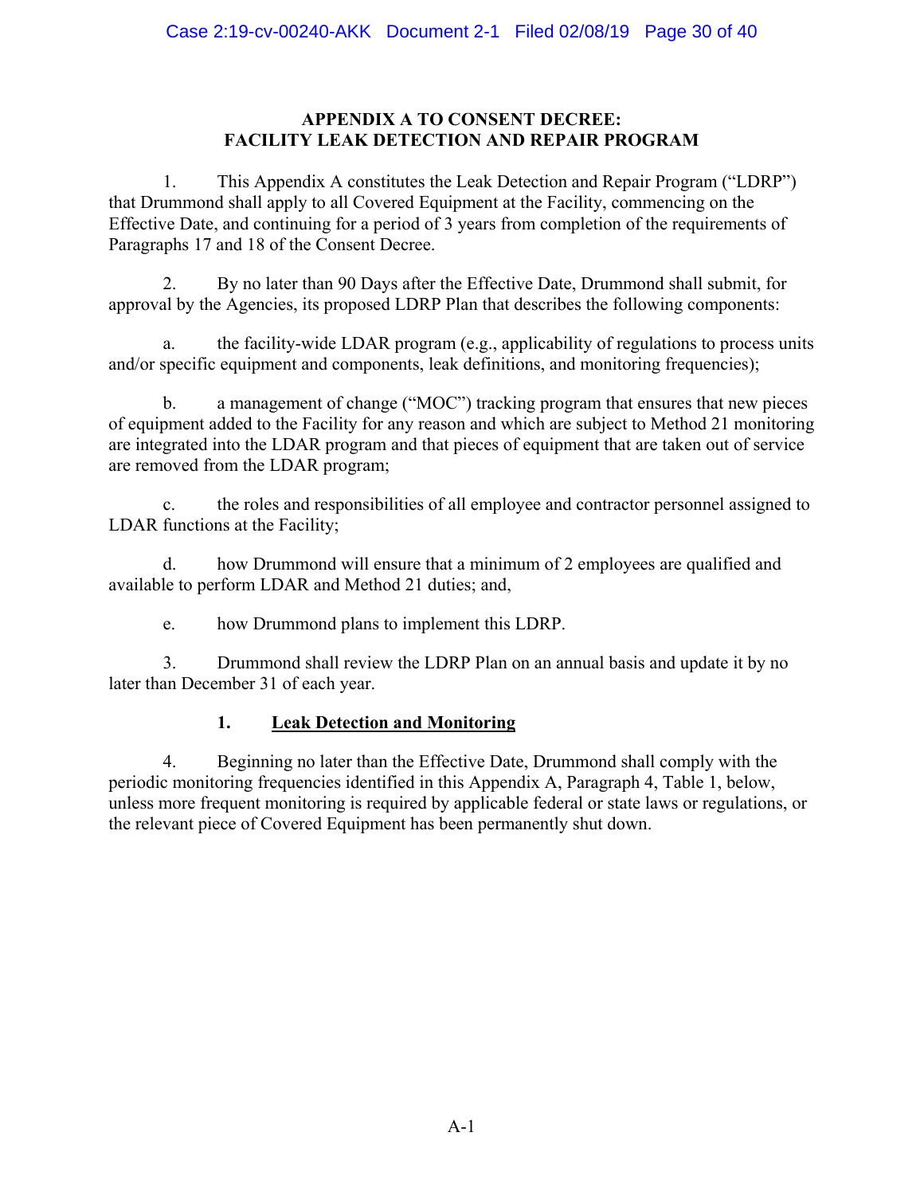# APPENDIX A TO CONSENT DECREE: FACILITY LEAK DETECTION AND REPAIR PROGRAM

1. This Appendix A constitutes the Leak Detection and Repair Program ("LDRP") that Drummond shall apply to all Covered Equipment at the Facility, commencing on the Effective Date, and continuing for a period of 3 years from completion of the requirements of Paragraphs 17 and 18 of the Consent Decree.

2. By no later than 90 Days after the Effective Date, Drummond shall submit, for approval by the Agencies, its proposed LDRP Plan that describes the following components:

a. the facility-wide LDAR program (e.g., applicability of regulations to process units and/or specific equipment and components, leak definitions, and monitoring frequencies);

b. a management of change ("MOC") tracking program that ensures that new pieces of equipment added to the Facility for any reason and which are subject to Method 21 monitoring are integrated into the LDAR program and that pieces of equipment that are taken out of service are removed from the LDAR program;

c. the roles and responsibilities of all employee and contractor personnel assigned to LDAR functions at the Facility;

d. how Drummond will ensure that a minimum of 2 employees are qualified and available to perform LDAR and Method 21 duties; and,

e. how Drummond plans to implement this LDRP.

3. Drummond shall review the LDRP Plan on an annual basis and update it by no later than December 31 of each year.

## 1. Leak Detection and Monitoring

4. Beginning no later than the Effective Date, Drummond shall comply with the periodic monitoring frequencies identified in this Appendix A, Paragraph 4, Table 1, below, unless more frequent monitoring is required by applicable federal or state laws or regulations, or the relevant piece of Covered Equipment has been permanently shut down.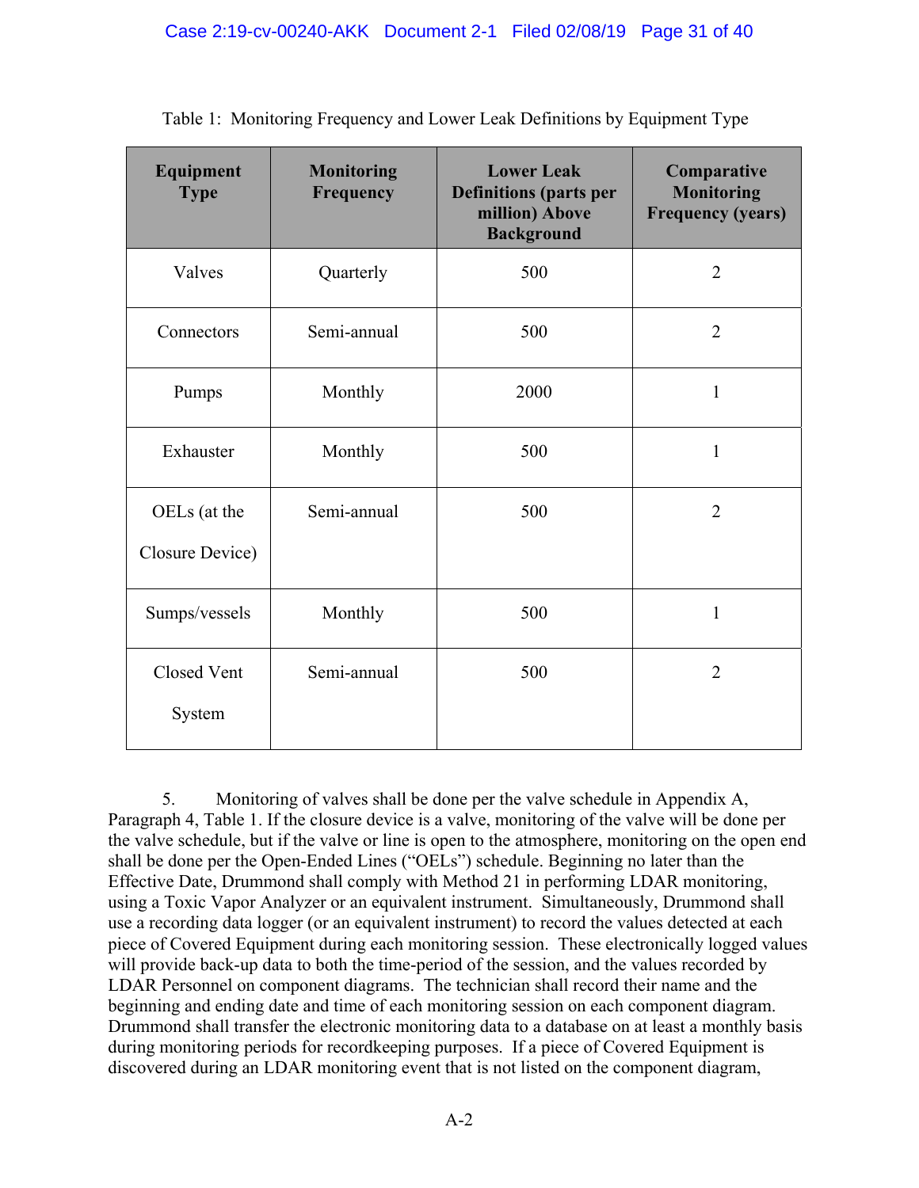Table 1: Monitoring Frequency and Lower Leak Definitions by Equipment Type

| Equipment Type | Monitoring Frequency | Lower Leak Definitions (parts per million) Above Background | Comparative Monitoring Frequency (years) |
|---|---|---|---|
| Valves | Quarterly | 500 | 2 |
| Connectors | Semi-annual | 500 | 2 |
| Pumps | Monthly | 2000 | 1 |
| Exhauster | Monthly | 500 | 1 |
| OELs (at the Closure Device) | Semi-annual | 500 | 2 |
| Sumps/vessels | Monthly | 500 | 1 |
| Closed Vent System | Semi-annual | 500 | 2 |

5. Monitoring of valves shall be done per the valve schedule in Appendix A, Paragraph 4, Table 1. If the closure device is a valve, monitoring of the valve will be done per the valve schedule, but if the valve or line is open to the atmosphere, monitoring on the open end shall be done per the Open-Ended Lines ("OELs") schedule. Beginning no later than the Effective Date, Drummond shall comply with Method 21 in performing LDAR monitoring, using a Toxic Vapor Analyzer or an equivalent instrument. Simultaneously, Drummond shall use a recording data logger (or an equivalent instrument) to record the values detected at each piece of Covered Equipment during each monitoring session. These electronically logged values will provide back-up data to both the time-period of the session, and the values recorded by LDAR Personnel on component diagrams. The technician shall record their name and the beginning and ending date and time of each monitoring session on each component diagram. Drummond shall transfer the electronic monitoring data to a database on at least a monthly basis during monitoring periods for recordkeeping purposes. If a piece of Covered Equipment is discovered during an LDAR monitoring event that is not listed on the component diagram,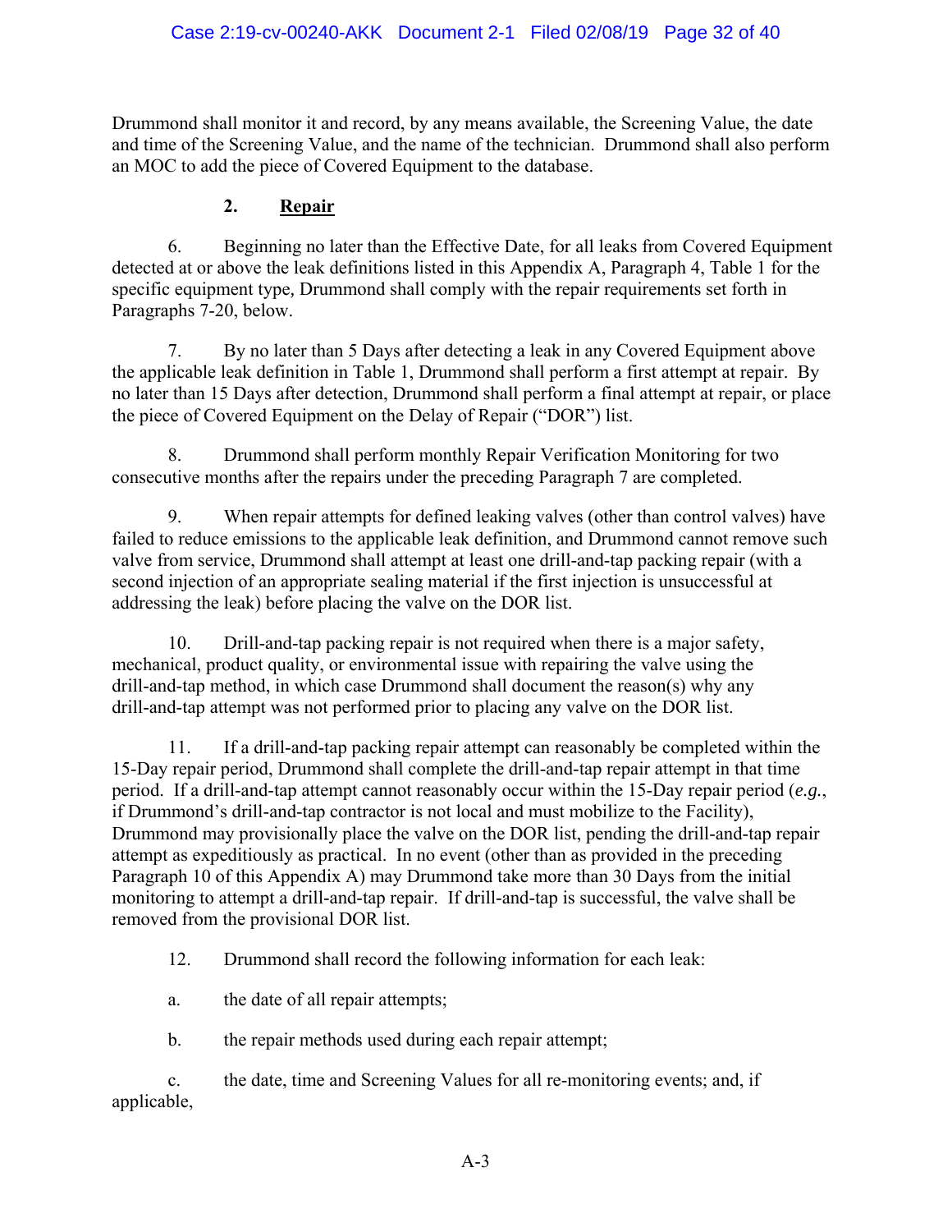Drummond shall monitor it and record, by any means available, the Screening Value, the date and time of the Screening Value, and the name of the technician. Drummond shall also perform an MOC to add the piece of Covered Equipment to the database.

### 2. **Repair**

6. Beginning no later than the Effective Date, for all leaks from Covered Equipment detected at or above the leak definitions listed in this Appendix A, Paragraph 4, Table 1 for the specific equipment type, Drummond shall comply with the repair requirements set forth in Paragraphs 7-20, below.

7. By no later than 5 Days after detecting a leak in any Covered Equipment above the applicable leak definition in Table 1, Drummond shall perform a first attempt at repair. By no later than 15 Days after detection, Drummond shall perform a final attempt at repair, or place the piece of Covered Equipment on the Delay of Repair ("DOR") list.

8. Drummond shall perform monthly Repair Verification Monitoring for two consecutive months after the repairs under the preceding Paragraph 7 are completed.

9. When repair attempts for defined leaking valves (other than control valves) have failed to reduce emissions to the applicable leak definition, and Drummond cannot remove such valve from service, Drummond shall attempt at least one drill-and-tap packing repair (with a second injection of an appropriate sealing material if the first injection is unsuccessful at addressing the leak) before placing the valve on the DOR list.

10. Drill-and-tap packing repair is not required when there is a major safety, mechanical, product quality, or environmental issue with repairing the valve using the drill-and-tap method, in which case Drummond shall document the reason(s) why any drill-and-tap attempt was not performed prior to placing any valve on the DOR list.

11. If a drill-and-tap packing repair attempt can reasonably be completed within the 15-Day repair period, Drummond shall complete the drill-and-tap repair attempt in that time period. If a drill-and-tap attempt cannot reasonably occur within the 15-Day repair period (*e.g.*, if Drummond's drill-and-tap contractor is not local and must mobilize to the Facility), Drummond may provisionally place the valve on the DOR list, pending the drill-and-tap repair attempt as expeditiously as practical. In no event (other than as provided in the preceding Paragraph 10 of this Appendix A) may Drummond take more than 30 Days from the initial monitoring to attempt a drill-and-tap repair. If drill-and-tap is successful, the valve shall be removed from the provisional DOR list.

12. Drummond shall record the following information for each leak:

a. the date of all repair attempts;

b. the repair methods used during each repair attempt;

c. the date, time and Screening Values for all re-monitoring events; and, if applicable,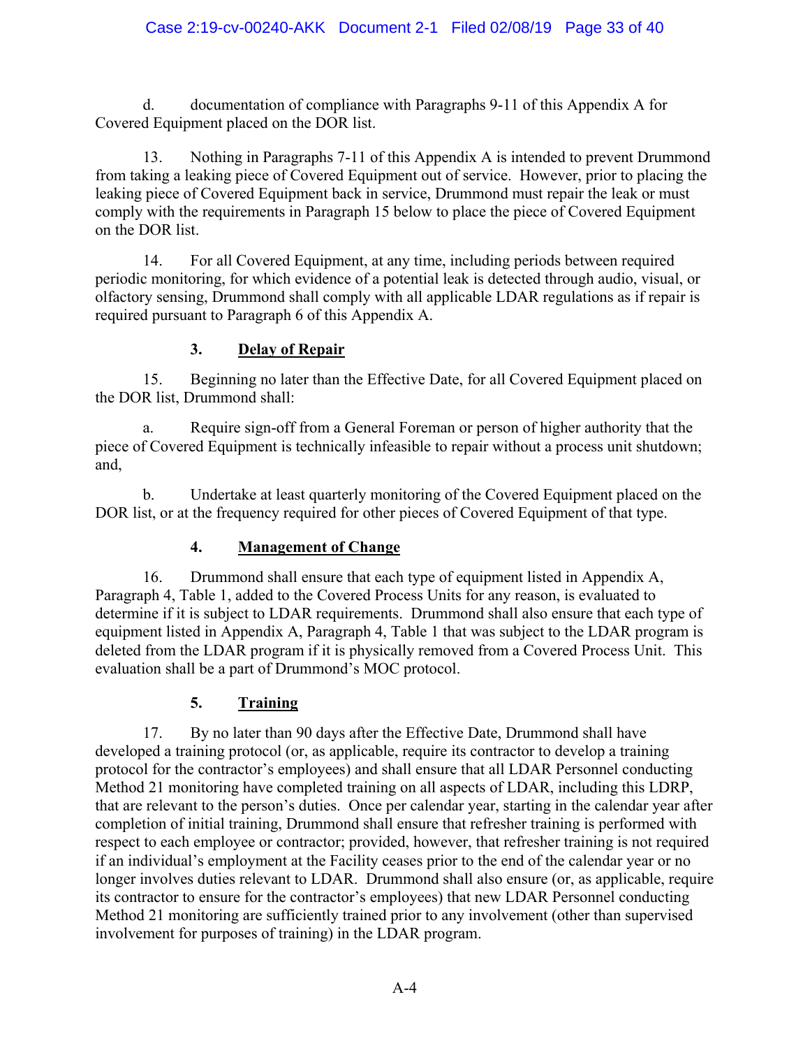d. documentation of compliance with Paragraphs 9-11 of this Appendix A for Covered Equipment placed on the DOR list.

13. Nothing in Paragraphs 7-11 of this Appendix A is intended to prevent Drummond from taking a leaking piece of Covered Equipment out of service. However, prior to placing the leaking piece of Covered Equipment back in service, Drummond must repair the leak or must comply with the requirements in Paragraph 15 below to place the piece of Covered Equipment on the DOR list.

14. For all Covered Equipment, at any time, including periods between required periodic monitoring, for which evidence of a potential leak is detected through audio, visual, or olfactory sensing, Drummond shall comply with all applicable LDAR regulations as if repair is required pursuant to Paragraph 6 of this Appendix A.

### 3. Delay of Repair

15. Beginning no later than the Effective Date, for all Covered Equipment placed on the DOR list, Drummond shall:

a. Require sign-off from a General Foreman or person of higher authority that the piece of Covered Equipment is technically infeasible to repair without a process unit shutdown; and,

b. Undertake at least quarterly monitoring of the Covered Equipment placed on the DOR list, or at the frequency required for other pieces of Covered Equipment of that type.

### 4. Management of Change

16. Drummond shall ensure that each type of equipment listed in Appendix A, Paragraph 4, Table 1, added to the Covered Process Units for any reason, is evaluated to determine if it is subject to LDAR requirements. Drummond shall also ensure that each type of equipment listed in Appendix A, Paragraph 4, Table 1 that was subject to the LDAR program is deleted from the LDAR program if it is physically removed from a Covered Process Unit. This evaluation shall be a part of Drummond's MOC protocol.

### 5. Training

17. By no later than 90 days after the Effective Date, Drummond shall have developed a training protocol (or, as applicable, require its contractor to develop a training protocol for the contractor's employees) and shall ensure that all LDAR Personnel conducting Method 21 monitoring have completed training on all aspects of LDAR, including this LDRP, that are relevant to the person's duties. Once per calendar year, starting in the calendar year after completion of initial training, Drummond shall ensure that refresher training is performed with respect to each employee or contractor; provided, however, that refresher training is not required if an individual's employment at the Facility ceases prior to the end of the calendar year or no longer involves duties relevant to LDAR. Drummond shall also ensure (or, as applicable, require its contractor to ensure for the contractor's employees) that new LDAR Personnel conducting Method 21 monitoring are sufficiently trained prior to any involvement (other than supervised involvement for purposes of training) in the LDAR program.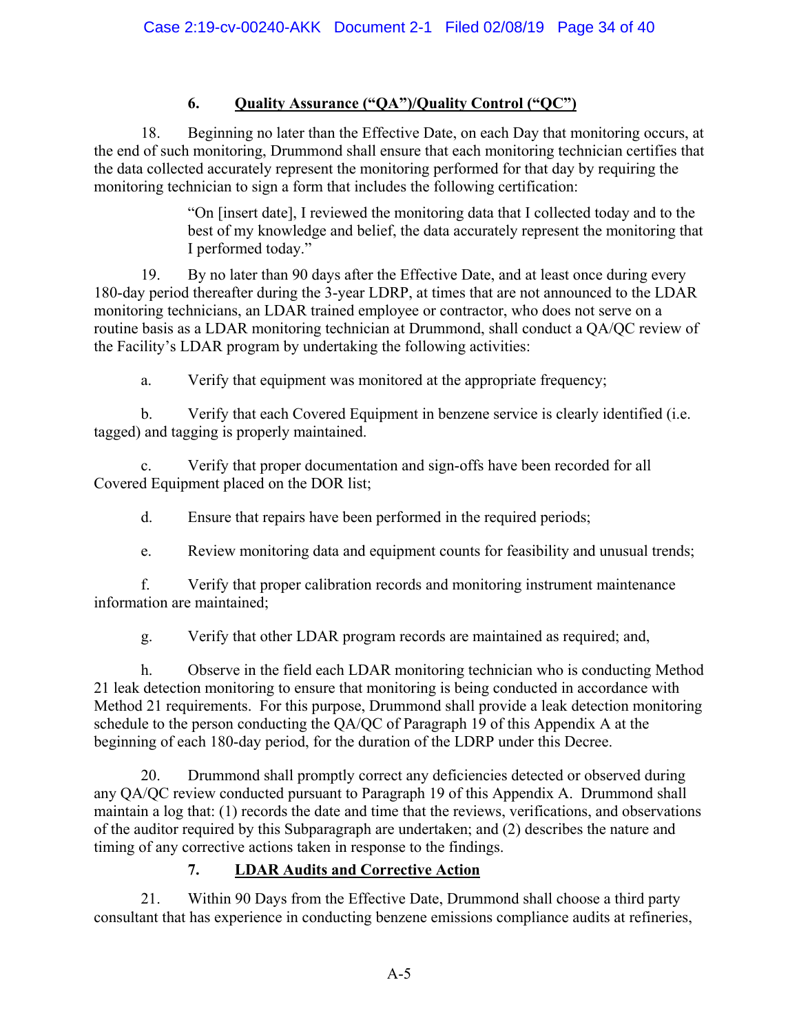### 6. Quality Assurance (“QA”)/Quality Control (“QC”)

18. Beginning no later than the Effective Date, on each Day that monitoring occurs, at the end of such monitoring, Drummond shall ensure that each monitoring technician certifies that the data collected accurately represent the monitoring performed for that day by requiring the monitoring technician to sign a form that includes the following certification:

> “On [insert date], I reviewed the monitoring data that I collected today and to the best of my knowledge and belief, the data accurately represent the monitoring that I performed today.”

19. By no later than 90 days after the Effective Date, and at least once during every 180-day period thereafter during the 3-year LDRP, at times that are not announced to the LDAR monitoring technicians, an LDAR trained employee or contractor, who does not serve on a routine basis as a LDAR monitoring technician at Drummond, shall conduct a QA/QC review of the Facility’s LDAR program by undertaking the following activities:

a. Verify that equipment was monitored at the appropriate frequency;

b. Verify that each Covered Equipment in benzene service is clearly identified (i.e. tagged) and tagging is properly maintained.

c. Verify that proper documentation and sign-offs have been recorded for all Covered Equipment placed on the DOR list;

d. Ensure that repairs have been performed in the required periods;

e. Review monitoring data and equipment counts for feasibility and unusual trends;

f. Verify that proper calibration records and monitoring instrument maintenance information are maintained;

g. Verify that other LDAR program records are maintained as required; and,

h. Observe in the field each LDAR monitoring technician who is conducting Method 21 leak detection monitoring to ensure that monitoring is being conducted in accordance with Method 21 requirements. For this purpose, Drummond shall provide a leak detection monitoring schedule to the person conducting the QA/QC of Paragraph 19 of this Appendix A at the beginning of each 180-day period, for the duration of the LDRP under this Decree.

20. Drummond shall promptly correct any deficiencies detected or observed during any QA/QC review conducted pursuant to Paragraph 19 of this Appendix A. Drummond shall maintain a log that: (1) records the date and time that the reviews, verifications, and observations of the auditor required by this Subparagraph are undertaken; and (2) describes the nature and timing of any corrective actions taken in response to the findings.

### 7. LDAR Audits and Corrective Action

21. Within 90 Days from the Effective Date, Drummond shall choose a third party consultant that has experience in conducting benzene emissions compliance audits at refineries,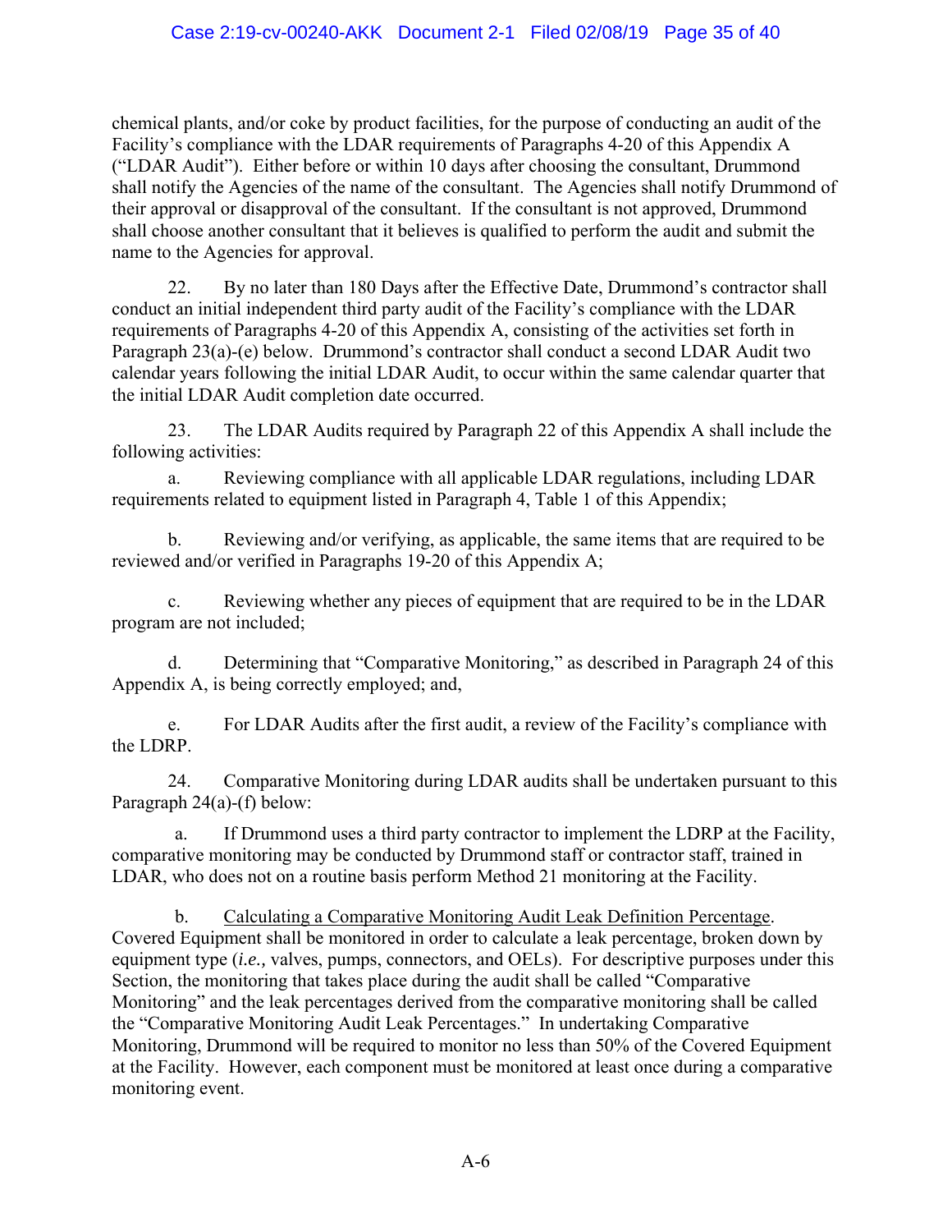chemical plants, and/or coke by product facilities, for the purpose of conducting an audit of the Facility's compliance with the LDAR requirements of Paragraphs 4-20 of this Appendix A ("LDAR Audit"). Either before or within 10 days after choosing the consultant, Drummond shall notify the Agencies of the name of the consultant. The Agencies shall notify Drummond of their approval or disapproval of the consultant. If the consultant is not approved, Drummond shall choose another consultant that it believes is qualified to perform the audit and submit the name to the Agencies for approval.

22. By no later than 180 Days after the Effective Date, Drummond's contractor shall conduct an initial independent third party audit of the Facility's compliance with the LDAR requirements of Paragraphs 4-20 of this Appendix A, consisting of the activities set forth in Paragraph 23(a)-(e) below. Drummond's contractor shall conduct a second LDAR Audit two calendar years following the initial LDAR Audit, to occur within the same calendar quarter that the initial LDAR Audit completion date occurred.

23. The LDAR Audits required by Paragraph 22 of this Appendix A shall include the following activities:

a. Reviewing compliance with all applicable LDAR regulations, including LDAR requirements related to equipment listed in Paragraph 4, Table 1 of this Appendix;

b. Reviewing and/or verifying, as applicable, the same items that are required to be reviewed and/or verified in Paragraphs 19-20 of this Appendix A;

c. Reviewing whether any pieces of equipment that are required to be in the LDAR program are not included;

d. Determining that "Comparative Monitoring," as described in Paragraph 24 of this Appendix A, is being correctly employed; and,

e. For LDAR Audits after the first audit, a review of the Facility's compliance with the LDRP.

24. Comparative Monitoring during LDAR audits shall be undertaken pursuant to this Paragraph 24(a)-(f) below:

a. If Drummond uses a third party contractor to implement the LDRP at the Facility, comparative monitoring may be conducted by Drummond staff or contractor staff, trained in LDAR, who does not on a routine basis perform Method 21 monitoring at the Facility.

b. <u>Calculating a Comparative Monitoring Audit Leak Definition Percentage</u>. Covered Equipment shall be monitored in order to calculate a leak percentage, broken down by equipment type (*i.e.,* valves, pumps, connectors, and OELs). For descriptive purposes under this Section, the monitoring that takes place during the audit shall be called "Comparative Monitoring" and the leak percentages derived from the comparative monitoring shall be called the "Comparative Monitoring Audit Leak Percentages." In undertaking Comparative Monitoring, Drummond will be required to monitor no less than 50% of the Covered Equipment at the Facility. However, each component must be monitored at least once during a comparative monitoring event.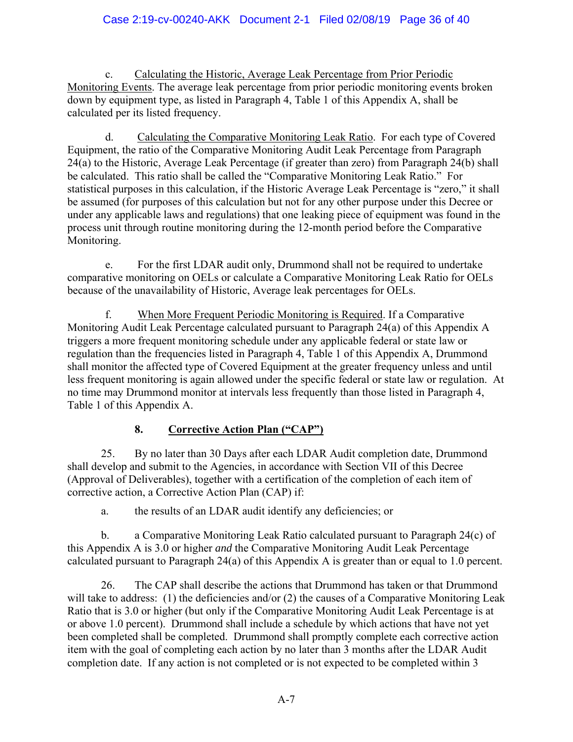c. Calculating the Historic, Average Leak Percentage from Prior Periodic Monitoring Events. The average leak percentage from prior periodic monitoring events broken down by equipment type, as listed in Paragraph 4, Table 1 of this Appendix A, shall be calculated per its listed frequency.

d. Calculating the Comparative Monitoring Leak Ratio. For each type of Covered Equipment, the ratio of the Comparative Monitoring Audit Leak Percentage from Paragraph 24(a) to the Historic, Average Leak Percentage (if greater than zero) from Paragraph 24(b) shall be calculated. This ratio shall be called the "Comparative Monitoring Leak Ratio." For statistical purposes in this calculation, if the Historic Average Leak Percentage is "zero," it shall be assumed (for purposes of this calculation but not for any other purpose under this Decree or under any applicable laws and regulations) that one leaking piece of equipment was found in the process unit through routine monitoring during the 12-month period before the Comparative Monitoring.

e. For the first LDAR audit only, Drummond shall not be required to undertake comparative monitoring on OELs or calculate a Comparative Monitoring Leak Ratio for OELs because of the unavailability of Historic, Average leak percentages for OELs.

f. When More Frequent Periodic Monitoring is Required. If a Comparative Monitoring Audit Leak Percentage calculated pursuant to Paragraph 24(a) of this Appendix A triggers a more frequent monitoring schedule under any applicable federal or state law or regulation than the frequencies listed in Paragraph 4, Table 1 of this Appendix A, Drummond shall monitor the affected type of Covered Equipment at the greater frequency unless and until less frequent monitoring is again allowed under the specific federal or state law or regulation. At no time may Drummond monitor at intervals less frequently than those listed in Paragraph 4, Table 1 of this Appendix A.

## 8. Corrective Action Plan ("CAP")

25. By no later than 30 Days after each LDAR Audit completion date, Drummond shall develop and submit to the Agencies, in accordance with Section VII of this Decree (Approval of Deliverables), together with a certification of the completion of each item of corrective action, a Corrective Action Plan (CAP) if:

a. the results of an LDAR audit identify any deficiencies; or

b. a Comparative Monitoring Leak Ratio calculated pursuant to Paragraph 24(c) of this Appendix A is 3.0 or higher *and* the Comparative Monitoring Audit Leak Percentage calculated pursuant to Paragraph 24(a) of this Appendix A is greater than or equal to 1.0 percent.

26. The CAP shall describe the actions that Drummond has taken or that Drummond will take to address: (1) the deficiencies and/or (2) the causes of a Comparative Monitoring Leak Ratio that is 3.0 or higher (but only if the Comparative Monitoring Audit Leak Percentage is at or above 1.0 percent). Drummond shall include a schedule by which actions that have not yet been completed shall be completed. Drummond shall promptly complete each corrective action item with the goal of completing each action by no later than 3 months after the LDAR Audit completion date. If any action is not completed or is not expected to be completed within 3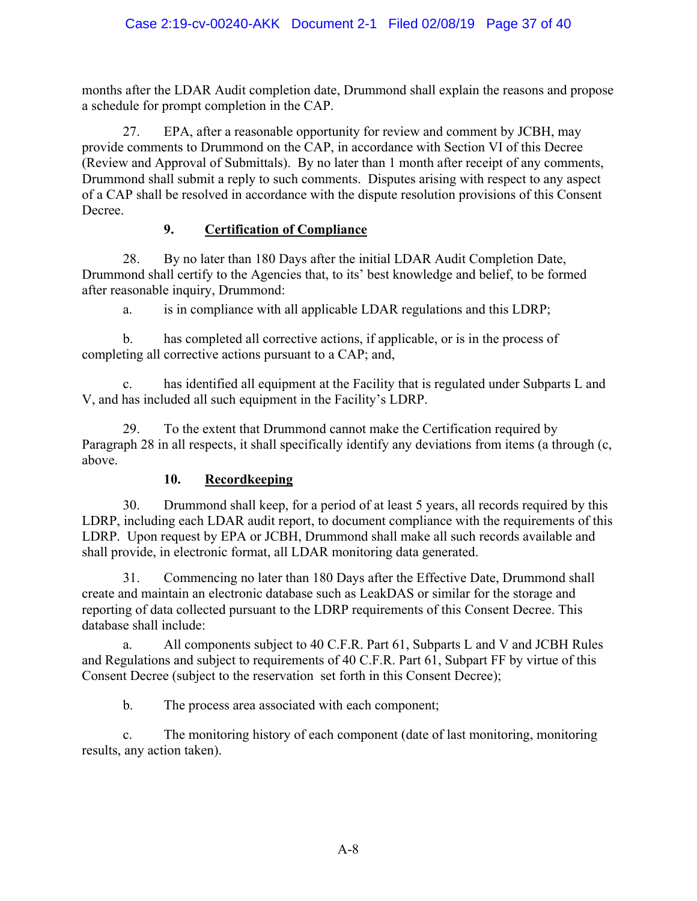months after the LDAR Audit completion date, Drummond shall explain the reasons and propose a schedule for prompt completion in the CAP.

27. EPA, after a reasonable opportunity for review and comment by JCBH, may provide comments to Drummond on the CAP, in accordance with Section VI of this Decree (Review and Approval of Submittals). By no later than 1 month after receipt of any comments, Drummond shall submit a reply to such comments. Disputes arising with respect to any aspect of a CAP shall be resolved in accordance with the dispute resolution provisions of this Consent Decree.

### 9. **Certification of Compliance**

28. By no later than 180 Days after the initial LDAR Audit Completion Date, Drummond shall certify to the Agencies that, to its' best knowledge and belief, to be formed after reasonable inquiry, Drummond:

a. is in compliance with all applicable LDAR regulations and this LDRP;

b. has completed all corrective actions, if applicable, or is in the process of completing all corrective actions pursuant to a CAP; and,

c. has identified all equipment at the Facility that is regulated under Subparts L and V, and has included all such equipment in the Facility's LDRP.

29. To the extent that Drummond cannot make the Certification required by Paragraph 28 in all respects, it shall specifically identify any deviations from items (a through (c, above.

### 10. **Recordkeeping**

30. Drummond shall keep, for a period of at least 5 years, all records required by this LDRP, including each LDAR audit report, to document compliance with the requirements of this LDRP. Upon request by EPA or JCBH, Drummond shall make all such records available and shall provide, in electronic format, all LDAR monitoring data generated.

31. Commencing no later than 180 Days after the Effective Date, Drummond shall create and maintain an electronic database such as LeakDAS or similar for the storage and reporting of data collected pursuant to the LDRP requirements of this Consent Decree. This database shall include:

a. All components subject to 40 C.F.R. Part 61, Subparts L and V and JCBH Rules and Regulations and subject to requirements of 40 C.F.R. Part 61, Subpart FF by virtue of this Consent Decree (subject to the reservation set forth in this Consent Decree);

b. The process area associated with each component;

c. The monitoring history of each component (date of last monitoring, monitoring results, any action taken).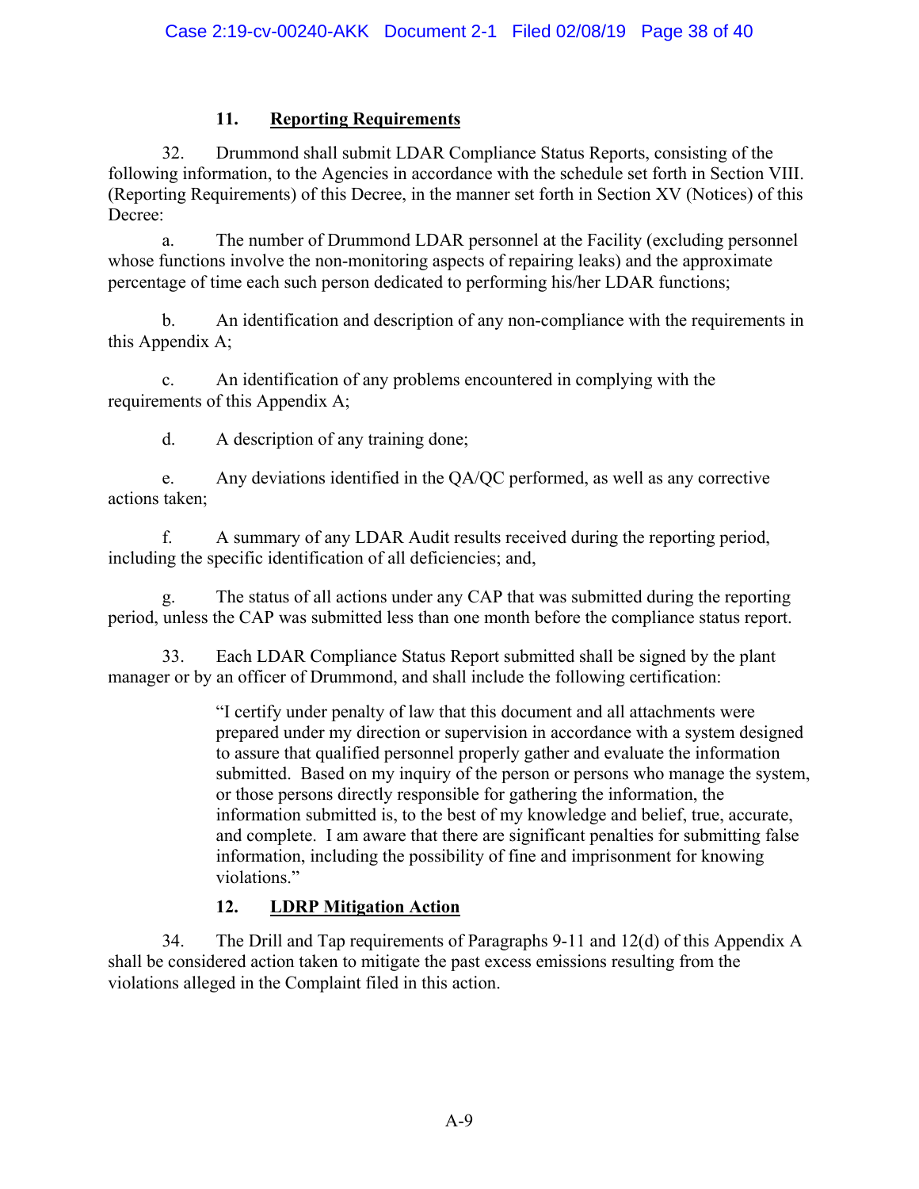### 11. Reporting Requirements

32. Drummond shall submit LDAR Compliance Status Reports, consisting of the following information, to the Agencies in accordance with the schedule set forth in Section VIII. (Reporting Requirements) of this Decree, in the manner set forth in Section XV (Notices) of this Decree:

a. The number of Drummond LDAR personnel at the Facility (excluding personnel whose functions involve the non-monitoring aspects of repairing leaks) and the approximate percentage of time each such person dedicated to performing his/her LDAR functions;

b. An identification and description of any non-compliance with the requirements in this Appendix A;

c. An identification of any problems encountered in complying with the requirements of this Appendix A;

d. A description of any training done;

e. Any deviations identified in the QA/QC performed, as well as any corrective actions taken;

f. A summary of any LDAR Audit results received during the reporting period, including the specific identification of all deficiencies; and,

g. The status of all actions under any CAP that was submitted during the reporting period, unless the CAP was submitted less than one month before the compliance status report.

33. Each LDAR Compliance Status Report submitted shall be signed by the plant manager or by an officer of Drummond, and shall include the following certification:

> "I certify under penalty of law that this document and all attachments were prepared under my direction or supervision in accordance with a system designed to assure that qualified personnel properly gather and evaluate the information submitted. Based on my inquiry of the person or persons who manage the system, or those persons directly responsible for gathering the information, the information submitted is, to the best of my knowledge and belief, true, accurate, and complete. I am aware that there are significant penalties for submitting false information, including the possibility of fine and imprisonment for knowing violations."

### 12. LDRP Mitigation Action

34. The Drill and Tap requirements of Paragraphs 9-11 and 12(d) of this Appendix A shall be considered action taken to mitigate the past excess emissions resulting from the violations alleged in the Complaint filed in this action.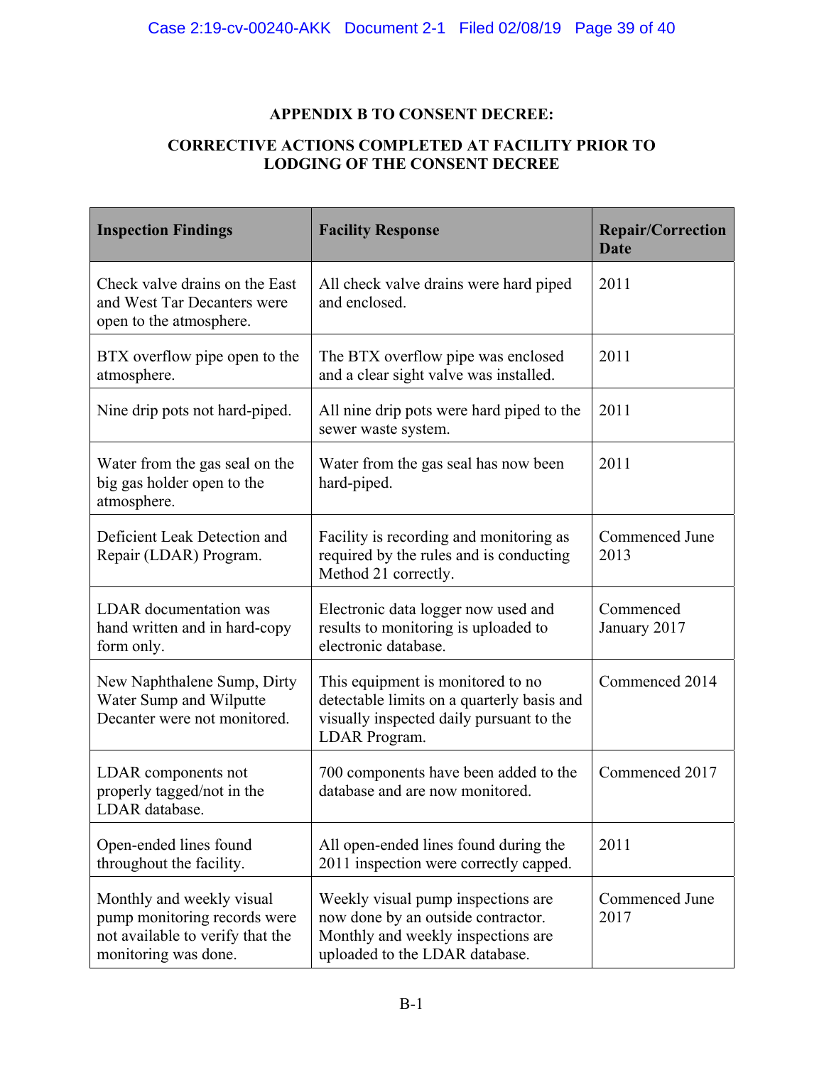**APPENDIX B TO CONSENT DECREE:**

**CORRECTIVE ACTIONS COMPLETED AT FACILITY PRIOR TO LODGING OF THE CONSENT DECREE**

| Inspection Findings | Facility Response | Repair/Correction Date |
|---|---|---|
| Check valve drains on the East and West Tar Decanters were open to the atmosphere. | All check valve drains were hard piped and enclosed. | 2011 |
| BTX overflow pipe open to the atmosphere. | The BTX overflow pipe was enclosed and a clear sight valve was installed. | 2011 |
| Nine drip pots not hard-piped. | All nine drip pots were hard piped to the sewer waste system. | 2011 |
| Water from the gas seal on the big gas holder open to the atmosphere. | Water from the gas seal has now been hard-piped. | 2011 |
| Deficient Leak Detection and Repair (LDAR) Program. | Facility is recording and monitoring as required by the rules and is conducting Method 21 correctly. | Commenced June 2013 |
| LDAR documentation was hand written and in hard-copy form only. | Electronic data logger now used and results to monitoring is uploaded to electronic database. | Commenced January 2017 |
| New Naphthalene Sump, Dirty Water Sump and Wilputte Decanter were not monitored. | This equipment is monitored to no detectable limits on a quarterly basis and visually inspected daily pursuant to the LDAR Program. | Commenced 2014 |
| LDAR components not properly tagged/not in the LDAR database. | 700 components have been added to the database and are now monitored. | Commenced 2017 |
| Open-ended lines found throughout the facility. | All open-ended lines found during the 2011 inspection were correctly capped. | 2011 |
| Monthly and weekly visual pump monitoring records were not available to verify that the monitoring was done. | Weekly visual pump inspections are now done by an outside contractor. Monthly and weekly inspections are uploaded to the LDAR database. | Commenced June 2017 |

B-1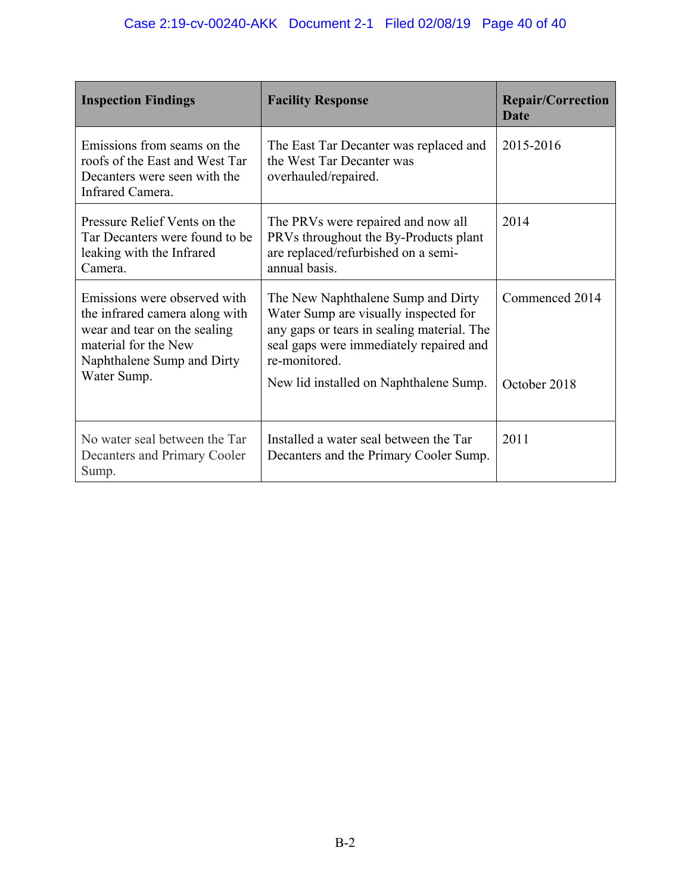| Inspection Findings | Facility Response | Repair/Correction Date |
|---|---|---|
| Emissions from seams on the roofs of the East and West Tar Decanters were seen with the Infrared Camera. | The East Tar Decanter was replaced and the West Tar Decanter was overhauled/repaired. | 2015-2016 |
| Pressure Relief Vents on the Tar Decanters were found to be leaking with the Infrared Camera. | The PRVs were repaired and now all PRVs throughout the By-Products plant are replaced/refurbished on a semi-annual basis. | 2014 |
| Emissions were observed with the infrared camera along with wear and tear on the sealing material for the New Naphthalene Sump and Dirty Water Sump. | The New Naphthalene Sump and Dirty Water Sump are visually inspected for any gaps or tears in sealing material. The seal gaps were immediately repaired and re-monitored.<br><br>New lid installed on Naphthalene Sump. | Commenced 2014<br><br>October 2018 |
| No water seal between the Tar Decanters and Primary Cooler Sump. | Installed a water seal between the Tar Decanters and the Primary Cooler Sump. | 2011 |

B-2